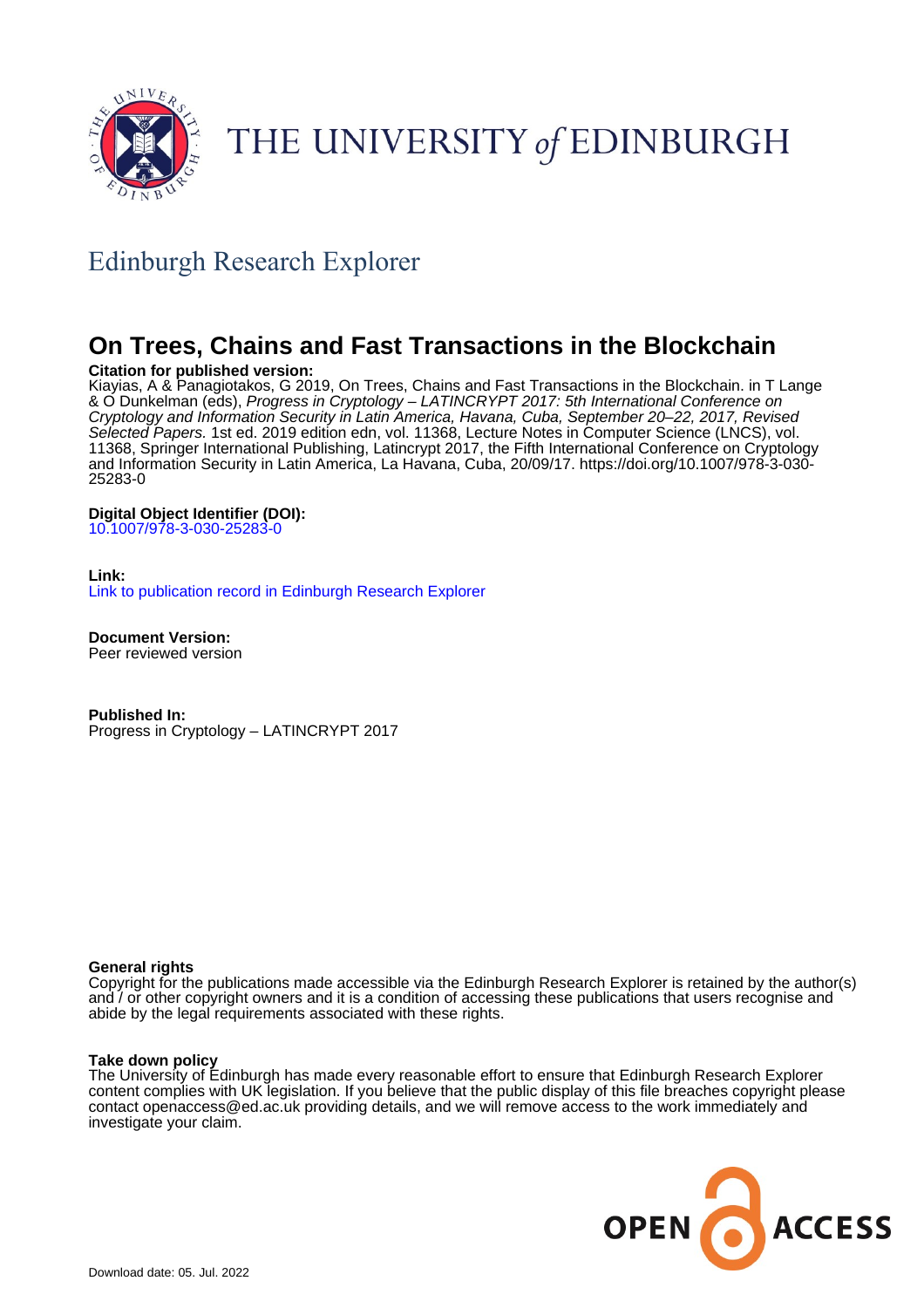THE UNIVERSITY of EDINBURGH

## Edinburgh Research Explorer

# On Trees, Chains and Fast Transactions in the Blockchain

**Citation for published version:**
Kiayias, A & Panagiotakos, G 2019, On Trees, Chains and Fast Transactions in the Blockchain. in T Lange & O Dunkelman (eds), *Progress in Cryptology – LATINCRYPT 2017: 5th International Conference on Cryptology and Information Security in Latin America, Havana, Cuba, September 20–22, 2017, Revised Selected Papers.* 1st ed. 2019 edition edn, vol. 11368, Lecture Notes in Computer Science (LNCS), vol. 11368, Springer International Publishing, Latincrypt 2017, the Fifth International Conference on Cryptology and Information Security in Latin America, La Havana, Cuba, 20/09/17. https://doi.org/10.1007/978-3-030-25283-0

**Digital Object Identifier (DOI):**
10.1007/978-3-030-25283-0

**Link:**
Link to publication record in Edinburgh Research Explorer

**Document Version:**
Peer reviewed version

**Published In:**
Progress in Cryptology – LATINCRYPT 2017

**General rights**
Copyright for the publications made accessible via the Edinburgh Research Explorer is retained by the author(s) and / or other copyright owners and it is a condition of accessing these publications that users recognise and abide by the legal requirements associated with these rights.

**Take down policy**
The University of Edinburgh has made every reasonable effort to ensure that Edinburgh Research Explorer content complies with UK legislation. If you believe that the public display of this file breaches copyright please contact openaccess@ed.ac.uk providing details, and we will remove access to the work immediately and investigate your claim.

Download date: 05. Jul. 2022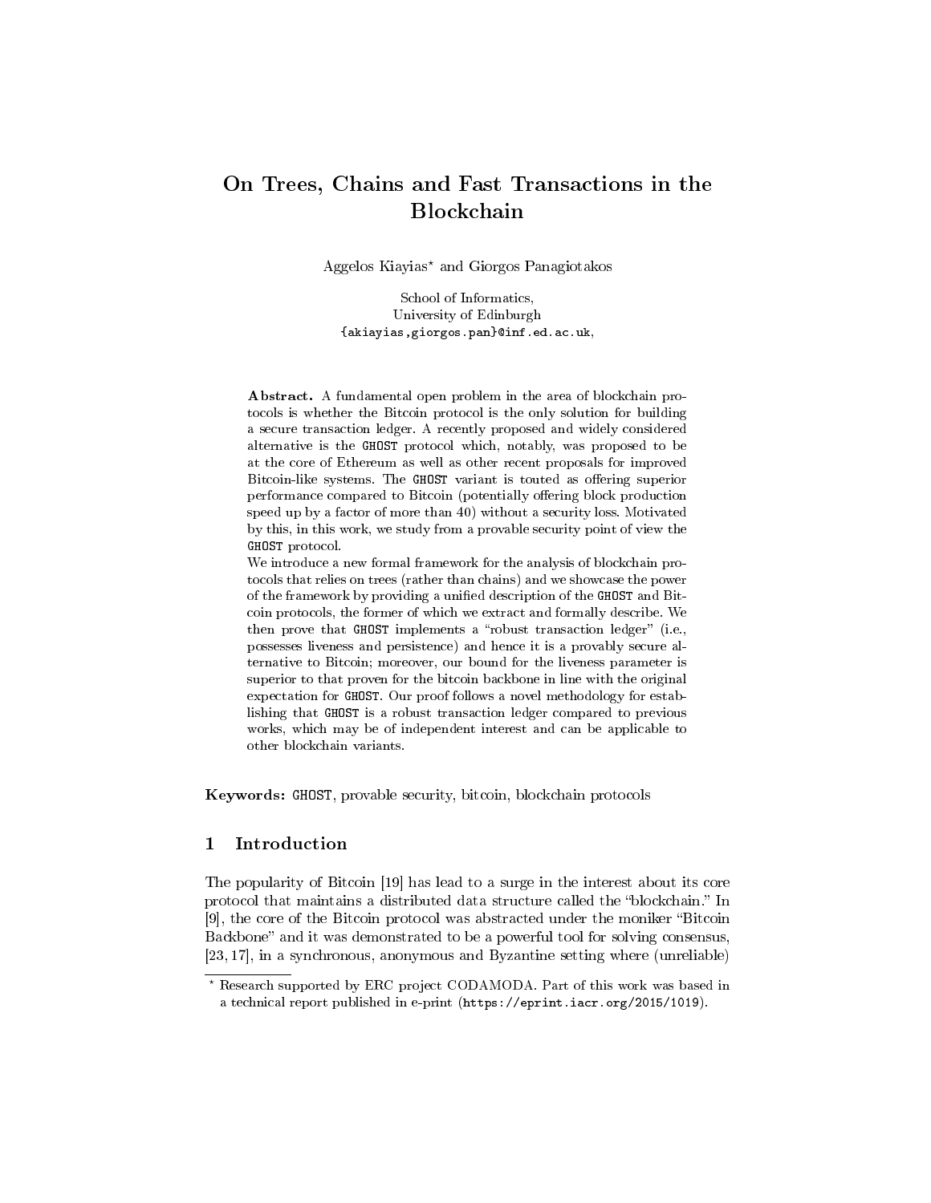# On Trees, Chains and Fast Transactions in the Blockchain

Aggelos Kiayias[⋆] and Giorgos Panagiotakos

School of Informatics,
University of Edinburgh
`{akiayias,giorgos.pan}@inf.ed.ac.uk`,

**Abstract.** A fundamental open problem in the area of blockchain protocols is whether the Bitcoin protocol is the only solution for building a secure transaction ledger. A recently proposed and widely considered alternative is the `GHOST` protocol which, notably, was proposed to be at the core of Ethereum as well as other recent proposals for improved Bitcoin-like systems. The `GHOST` variant is touted as offering superior performance compared to Bitcoin (potentially offering block production speed up by a factor of more than 40) without a security loss. Motivated by this, in this work, we study from a provable security point of view the `GHOST` protocol.

We introduce a new formal framework for the analysis of blockchain protocols that relies on trees (rather than chains) and we showcase the power of the framework by providing a unified description of the `GHOST` and Bitcoin protocols, the former of which we extract and formally describe. We then prove that `GHOST` implements a "robust transaction ledger" (i.e., possesses liveness and persistence) and hence it is a provably secure alternative to Bitcoin; moreover, our bound for the liveness parameter is superior to that proven for the bitcoin backbone in line with the original expectation for `GHOST`. Our proof follows a novel methodology for establishing that `GHOST` is a robust transaction ledger compared to previous works, which may be of independent interest and can be applicable to other blockchain variants.

**Keywords:** `GHOST`, provable security, bitcoin, blockchain protocols

## 1 Introduction

The popularity of Bitcoin [19] has lead to a surge in the interest about its core protocol that maintains a distributed data structure called the "blockchain." In [9], the core of the Bitcoin protocol was abstracted under the moniker "Bitcoin Backbone" and it was demonstrated to be a powerful tool for solving consensus, [23, 17], in a synchronous, anonymous and Byzantine setting where (unreliable)

---

⋆ Research supported by ERC project CODAMODA. Part of this work was based in a technical report published in e-print (`https://eprint.iacr.org/2015/1019`).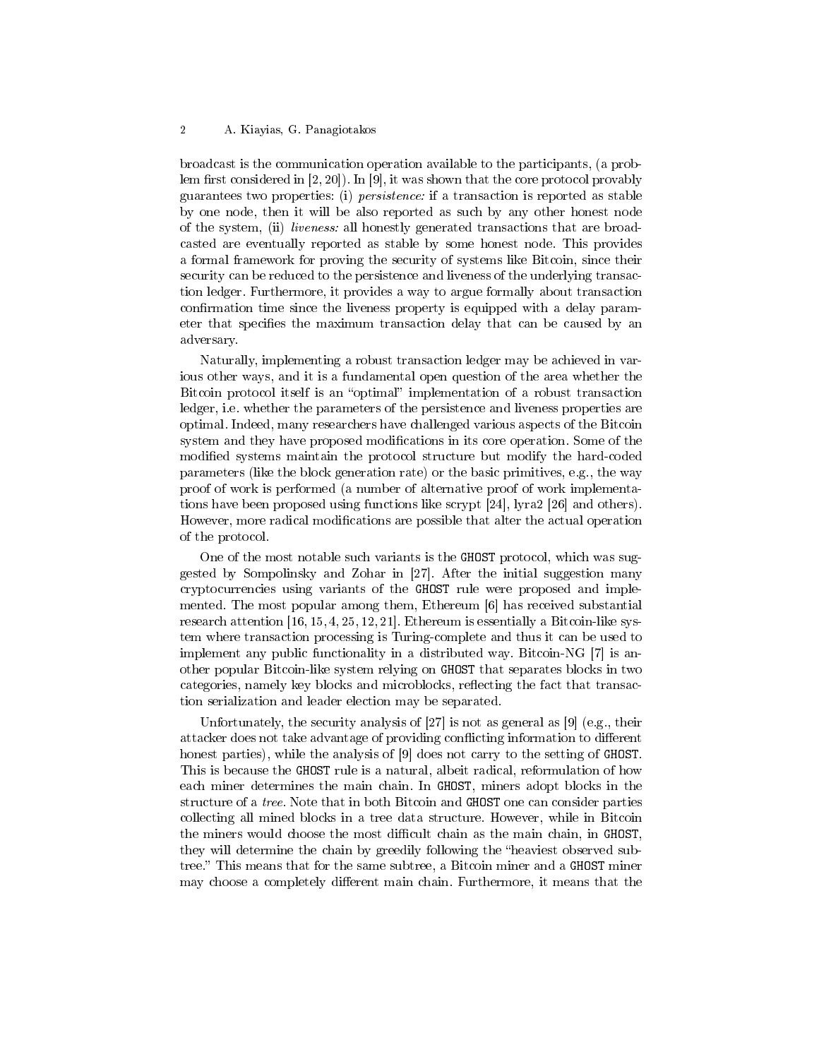broadcast is the communication operation available to the participants, (a problem first considered in [2, 20]). In [9], it was shown that the core protocol provably guarantees two properties: (i) *persistence:* if a transaction is reported as stable by one node, then it will be also reported as such by any other honest node of the system, (ii) *liveness:* all honestly generated transactions that are broadcasted are eventually reported as stable by some honest node. This provides a formal framework for proving the security of systems like Bitcoin, since their security can be reduced to the persistence and liveness of the underlying transaction ledger. Furthermore, it provides a way to argue formally about transaction confirmation time since the liveness property is equipped with a delay parameter that specifies the maximum transaction delay that can be caused by an adversary.

Naturally, implementing a robust transaction ledger may be achieved in various other ways, and it is a fundamental open question of the area whether the Bitcoin protocol itself is an "optimal" implementation of a robust transaction ledger, i.e. whether the parameters of the persistence and liveness properties are optimal. Indeed, many researchers have challenged various aspects of the Bitcoin system and they have proposed modifications in its core operation. Some of the modified systems maintain the protocol structure but modify the hard-coded parameters (like the block generation rate) or the basic primitives, e.g., the way proof of work is performed (a number of alternative proof of work implementations have been proposed using functions like scrypt [24], lyra2 [26] and others). However, more radical modifications are possible that alter the actual operation of the protocol.

One of the most notable such variants is the `GHOST` protocol, which was suggested by Sompolinsky and Zohar in [27]. After the initial suggestion many cryptocurrencies using variants of the `GHOST` rule were proposed and implemented. The most popular among them, Ethereum [6] has received substantial research attention [16, 15, 4, 25, 12, 21]. Ethereum is essentially a Bitcoin-like system where transaction processing is Turing-complete and thus it can be used to implement any public functionality in a distributed way. Bitcoin-NG [7] is another popular Bitcoin-like system relying on `GHOST` that separates blocks in two categories, namely key blocks and microblocks, reflecting the fact that transaction serialization and leader election may be separated.

Unfortunately, the security analysis of [27] is not as general as [9] (e.g., their attacker does not take advantage of providing conflicting information to different honest parties), while the analysis of [9] does not carry to the setting of `GHOST`. This is because the `GHOST` rule is a natural, albeit radical, reformulation of how each miner determines the main chain. In `GHOST`, miners adopt blocks in the structure of a *tree*. Note that in both Bitcoin and `GHOST` one can consider parties collecting all mined blocks in a tree data structure. However, while in Bitcoin the miners would choose the most difficult chain as the main chain, in `GHOST`, they will determine the chain by greedily following the "heaviest observed subtree." This means that for the same subtree, a Bitcoin miner and a `GHOST` miner may choose a completely different main chain. Furthermore, it means that the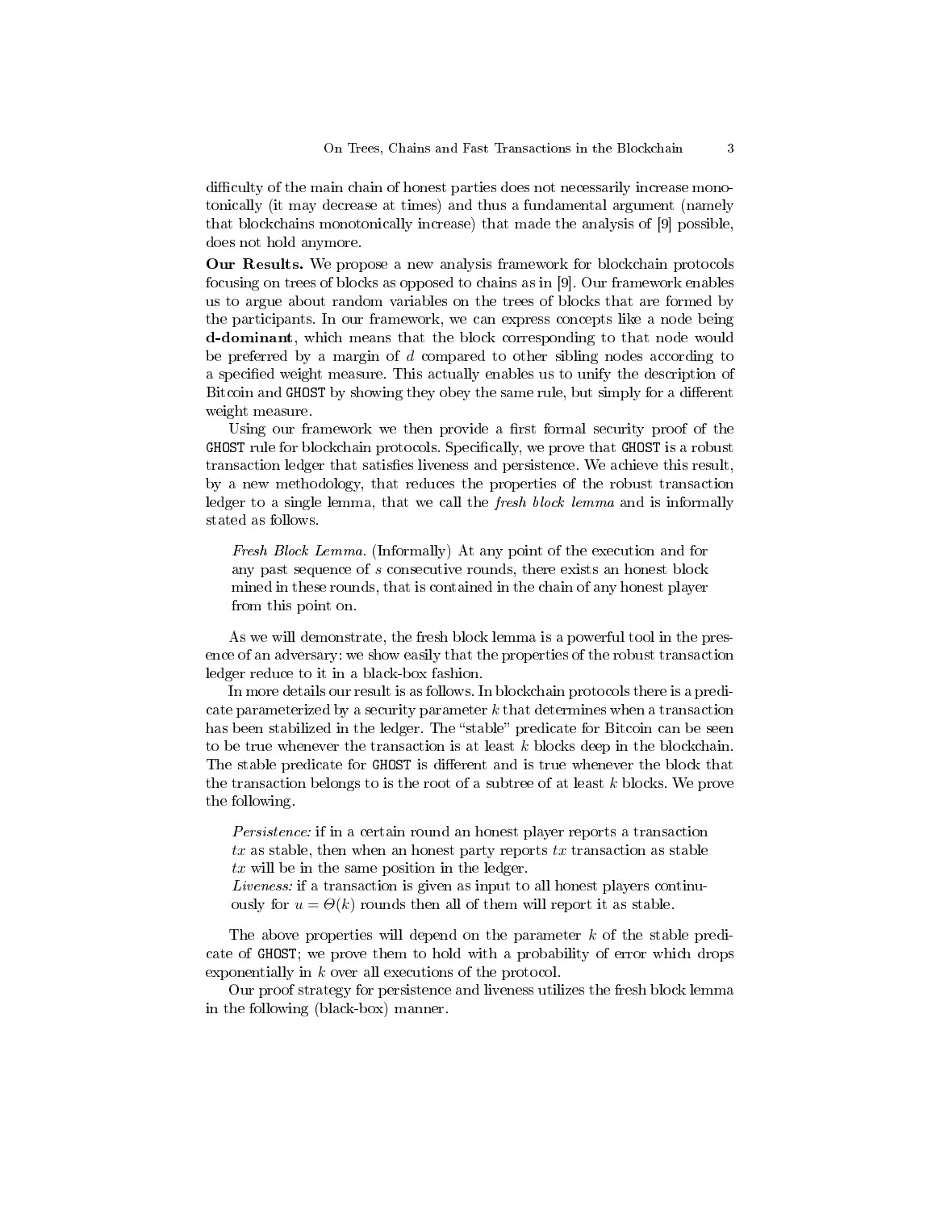difficulty of the main chain of honest parties does not necessarily increase monotonically (it may decrease at times) and thus a fundamental argument (namely that blockchains monotonically increase) that made the analysis of [9] possible, does not hold anymore.

**Our Results.** We propose a new analysis framework for blockchain protocols focusing on trees of blocks as opposed to chains as in [9]. Our framework enables us to argue about random variables on the trees of blocks that are formed by the participants. In our framework, we can express concepts like a node being **d-dominant**, which means that the block corresponding to that node would be preferred by a margin of $d$ compared to other sibling nodes according to a specified weight measure. This actually enables us to unify the description of Bitcoin and `GHOST` by showing they obey the same rule, but simply for a different weight measure.

Using our framework we then provide a first formal security proof of the `GHOST` rule for blockchain protocols. Specifically, we prove that `GHOST` is a robust transaction ledger that satisfies liveness and persistence. We achieve this result, by a new methodology, that reduces the properties of the robust transaction ledger to a single lemma, that we call the *fresh block lemma* and is informally stated as follows.

> *Fresh Block Lemma.* (Informally) At any point of the execution and for any past sequence of $s$ consecutive rounds, there exists an honest block mined in these rounds, that is contained in the chain of any honest player from this point on.

As we will demonstrate, the fresh block lemma is a powerful tool in the presence of an adversary: we show easily that the properties of the robust transaction ledger reduce to it in a black-box fashion.

In more details our result is as follows. In blockchain protocols there is a predicate parameterized by a security parameter $k$ that determines when a transaction has been stabilized in the ledger. The "stable" predicate for Bitcoin can be seen to be true whenever the transaction is at least $k$ blocks deep in the blockchain. The stable predicate for `GHOST` is different and is true whenever the block that the transaction belongs to is the root of a subtree of at least $k$ blocks. We prove the following.

> *Persistence:* if in a certain round an honest player reports a transaction $tx$ as stable, then when an honest party reports $tx$ transaction as stable $tx$ will be in the same position in the ledger.
>
> *Liveness:* if a transaction is given as input to all honest players continuously for $u = \Theta(k)$ rounds then all of them will report it as stable.

The above properties will depend on the parameter $k$ of the stable predicate of `GHOST`; we prove them to hold with a probability of error which drops exponentially in $k$ over all executions of the protocol.

Our proof strategy for persistence and liveness utilizes the fresh block lemma in the following (black-box) manner.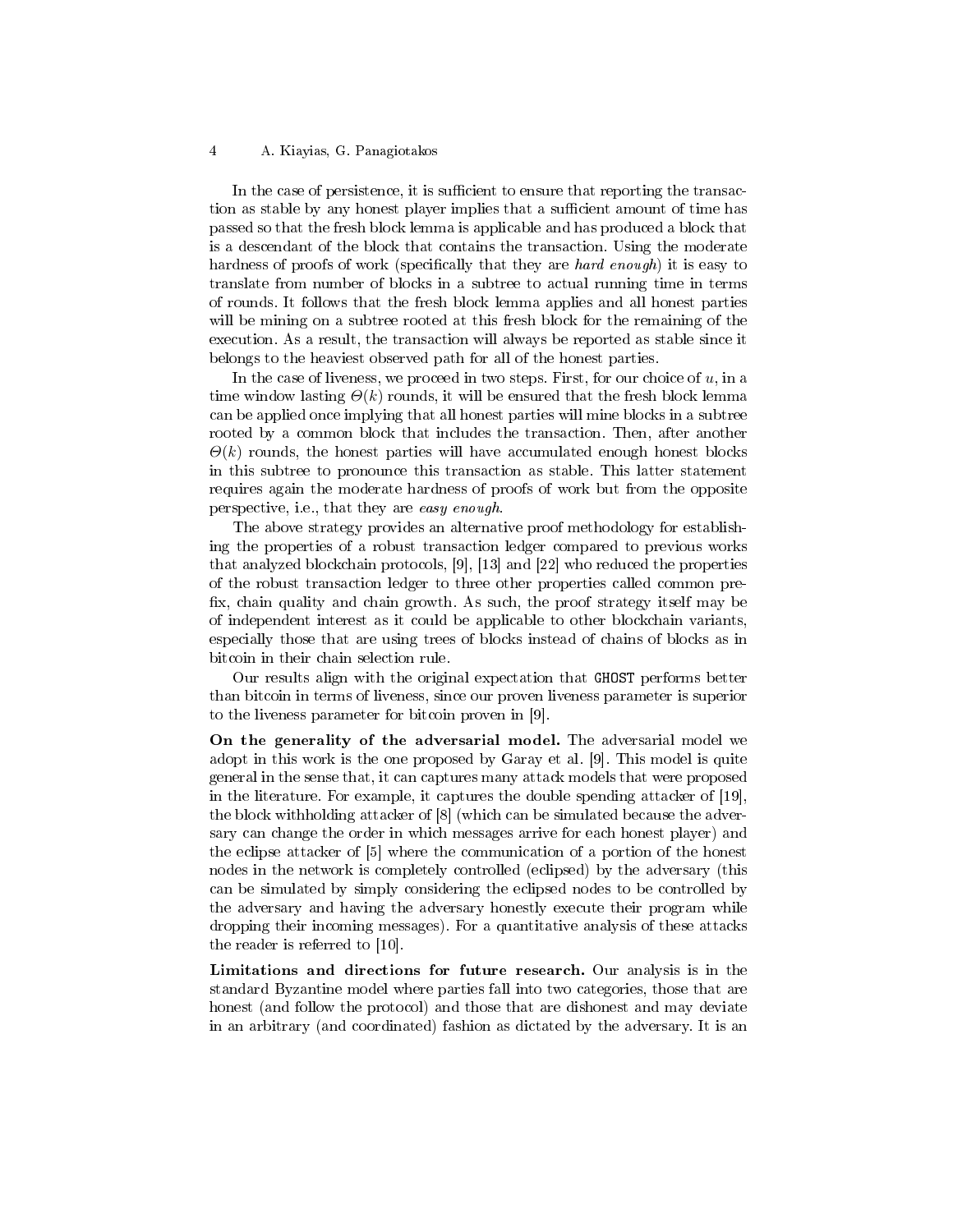In the case of persistence, it is sufficient to ensure that reporting the transaction as stable by any honest player implies that a sufficient amount of time has passed so that the fresh block lemma is applicable and has produced a block that is a descendant of the block that contains the transaction. Using the moderate hardness of proofs of work (specifically that they are *hard enough*) it is easy to translate from number of blocks in a subtree to actual running time in terms of rounds. It follows that the fresh block lemma applies and all honest parties will be mining on a subtree rooted at this fresh block for the remaining of the execution. As a result, the transaction will always be reported as stable since it belongs to the heaviest observed path for all of the honest parties.

In the case of liveness, we proceed in two steps. First, for our choice of $u$, in a time window lasting $\Theta(k)$ rounds, it will be ensured that the fresh block lemma can be applied once implying that all honest parties will mine blocks in a subtree rooted by a common block that includes the transaction. Then, after another $\Theta(k)$ rounds, the honest parties will have accumulated enough honest blocks in this subtree to pronounce this transaction as stable. This latter statement requires again the moderate hardness of proofs of work but from the opposite perspective, i.e., that they are *easy enough*.

The above strategy provides an alternative proof methodology for establishing the properties of a robust transaction ledger compared to previous works that analyzed blockchain protocols, [9], [13] and [22] who reduced the properties of the robust transaction ledger to three other properties called common prefix, chain quality and chain growth. As such, the proof strategy itself may be of independent interest as it could be applicable to other blockchain variants, especially those that are using trees of blocks instead of chains of blocks as in bitcoin in their chain selection rule.

Our results align with the original expectation that `GHOST` performs better than bitcoin in terms of liveness, since our proven liveness parameter is superior to the liveness parameter for bitcoin proven in [9].

**On the generality of the adversarial model.** The adversarial model we adopt in this work is the one proposed by Garay et al. [9]. This model is quite general in the sense that, it can captures many attack models that were proposed in the literature. For example, it captures the double spending attacker of [19], the block withholding attacker of [8] (which can be simulated because the adversary can change the order in which messages arrive for each honest player) and the eclipse attacker of [5] where the communication of a portion of the honest nodes in the network is completely controlled (eclipsed) by the adversary (this can be simulated by simply considering the eclipsed nodes to be controlled by the adversary and having the adversary honestly execute their program while dropping their incoming messages). For a quantitative analysis of these attacks the reader is referred to [10].

**Limitations and directions for future research.** Our analysis is in the standard Byzantine model where parties fall into two categories, those that are honest (and follow the protocol) and those that are dishonest and may deviate in an arbitrary (and coordinated) fashion as dictated by the adversary. It is an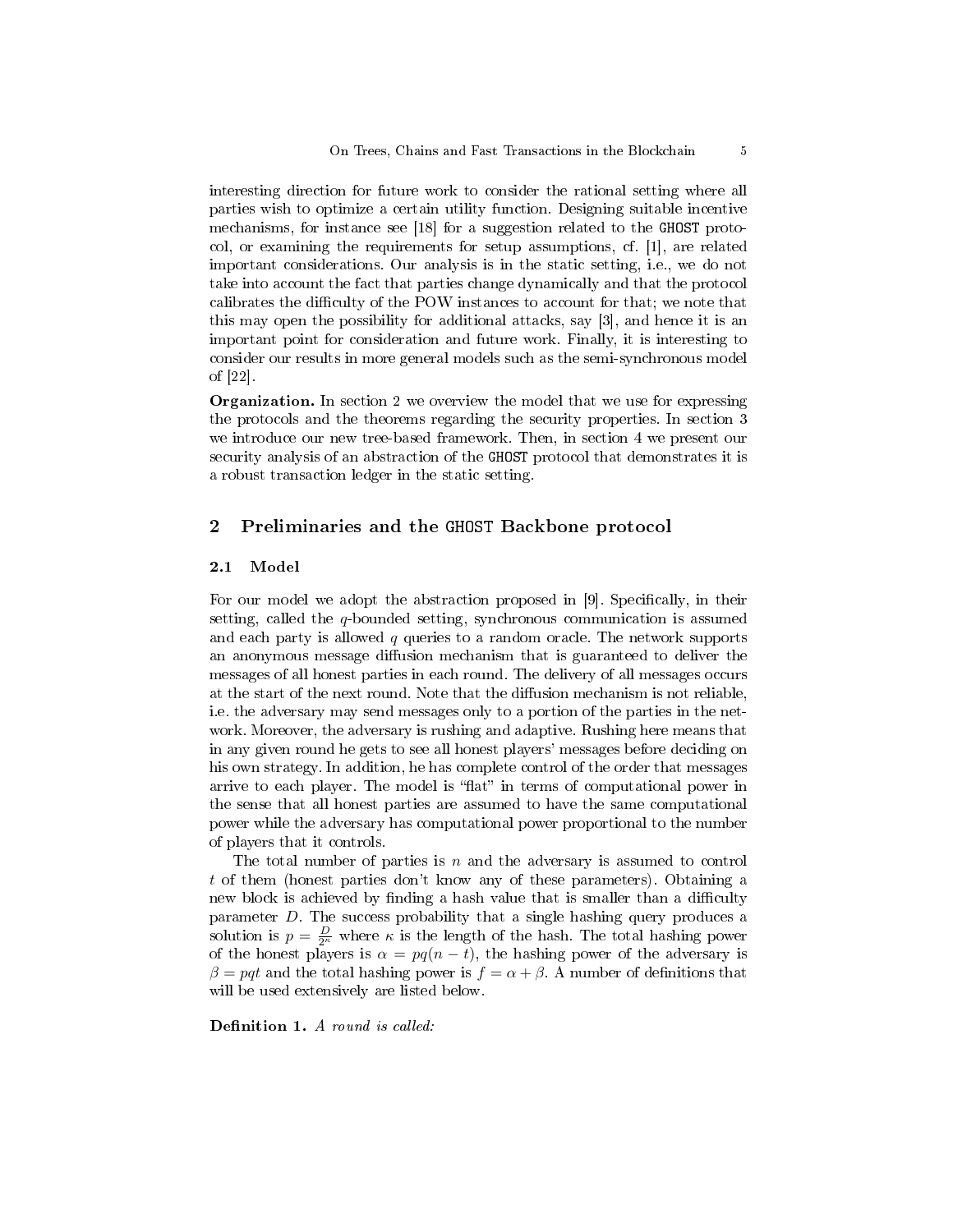interesting direction for future work to consider the rational setting where all parties wish to optimize a certain utility function. Designing suitable incentive mechanisms, for instance see [18] for a suggestion related to the GHOST protocol, or examining the requirements for setup assumptions, cf. [1], are related important considerations. Our analysis is in the static setting, i.e., we do not take into account the fact that parties change dynamically and that the protocol calibrates the difficulty of the POW instances to account for that; we note that this may open the possibility for additional attacks, say [3], and hence it is an important point for consideration and future work. Finally, it is interesting to consider our results in more general models such as the semi-synchronous model of [22].

**Organization.** In section 2 we overview the model that we use for expressing the protocols and the theorems regarding the security properties. In section 3 we introduce our new tree-based framework. Then, in section 4 we present our security analysis of an abstraction of the GHOST protocol that demonstrates it is a robust transaction ledger in the static setting.

## 2 Preliminaries and the GHOST Backbone protocol

### 2.1 Model

For our model we adopt the abstraction proposed in [9]. Specifically, in their setting, called the $q$-bounded setting, synchronous communication is assumed and each party is allowed $q$ queries to a random oracle. The network supports an anonymous message diffusion mechanism that is guaranteed to deliver the messages of all honest parties in each round. The delivery of all messages occurs at the start of the next round. Note that the diffusion mechanism is not reliable, i.e. the adversary may send messages only to a portion of the parties in the network. Moreover, the adversary is rushing and adaptive. Rushing here means that in any given round he gets to see all honest players' messages before deciding on his own strategy. In addition, he has complete control of the order that messages arrive to each player. The model is "flat" in terms of computational power in the sense that all honest parties are assumed to have the same computational power while the adversary has computational power proportional to the number of players that it controls.

The total number of parties is $n$ and the adversary is assumed to control $t$ of them (honest parties don't know any of these parameters). Obtaining a new block is achieved by finding a hash value that is smaller than a difficulty parameter $D$. The success probability that a single hashing query produces a solution is $p = \frac{D}{2^\kappa}$ where $\kappa$ is the length of the hash. The total hashing power of the honest players is $\alpha = pq(n - t)$, the hashing power of the adversary is $\beta = pqt$ and the total hashing power is $f = \alpha + \beta$. A number of definitions that will be used extensively are listed below.

**Definition 1.** *A round is called:*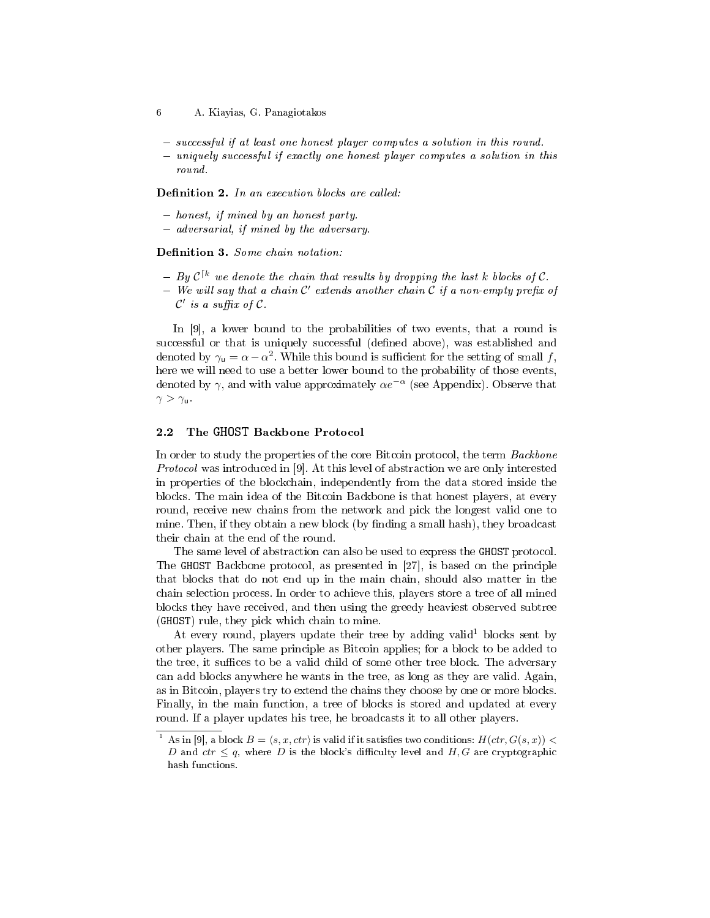- *successful if at least one honest player computes a solution in this round.*
- *uniquely successful if exactly one honest player computes a solution in this round.*

**Definition 2.** *In an execution blocks are called:*

- *honest, if mined by an honest party.*
- *adversarial, if mined by the adversary.*

**Definition 3.** *Some chain notation:*

- *By $\mathcal{C}^{\lceil k}$ we denote the chain that results by dropping the last $k$ blocks of $\mathcal{C}$.*
- *We will say that a chain $\mathcal{C}'$ extends another chain $\mathcal{C}$ if a non-empty prefix of $\mathcal{C}'$ is a suffix of $\mathcal{C}$.*

In [9], a lower bound to the probabilities of two events, that a round is successful or that is uniquely successful (defined above), was established and denoted by $\gamma_{\mathsf{u}} = \alpha - \alpha^2$. While this bound is sufficient for the setting of small $f$, here we will need to use a better lower bound to the probability of those events, denoted by $\gamma$, and with value approximately $\alpha e^{-\alpha}$ (see Appendix). Observe that $\gamma > \gamma_{\mathsf{u}}$.

### 2.2 The GHOST Backbone Protocol

In order to study the properties of the core Bitcoin protocol, the term *Backbone Protocol* was introduced in [9]. At this level of abstraction we are only interested in properties of the blockchain, independently from the data stored inside the blocks. The main idea of the Bitcoin Backbone is that honest players, at every round, receive new chains from the network and pick the longest valid one to mine. Then, if they obtain a new block (by finding a small hash), they broadcast their chain at the end of the round.

The same level of abstraction can also be used to express the GHOST protocol. The GHOST Backbone protocol, as presented in [27], is based on the principle that blocks that do not end up in the main chain, should also matter in the chain selection process. In order to achieve this, players store a tree of all mined blocks they have received, and then using the greedy heaviest observed subtree (GHOST) rule, they pick which chain to mine.

At every round, players update their tree by adding valid[1] blocks sent by other players. The same principle as Bitcoin applies; for a block to be added to the tree, it suffices to be a valid child of some other tree block. The adversary can add blocks anywhere he wants in the tree, as long as they are valid. Again, as in Bitcoin, players try to extend the chains they choose by one or more blocks. Finally, in the main function, a tree of blocks is stored and updated at every round. If a player updates his tree, he broadcasts it to all other players.

[1] As in [9], a block $B = \langle s, x, ctr \rangle$ is valid if it satisfies two conditions: $H(ctr, G(s, x)) < D$ and $ctr \leq q$, where $D$ is the block's difficulty level and $H, G$ are cryptographic hash functions.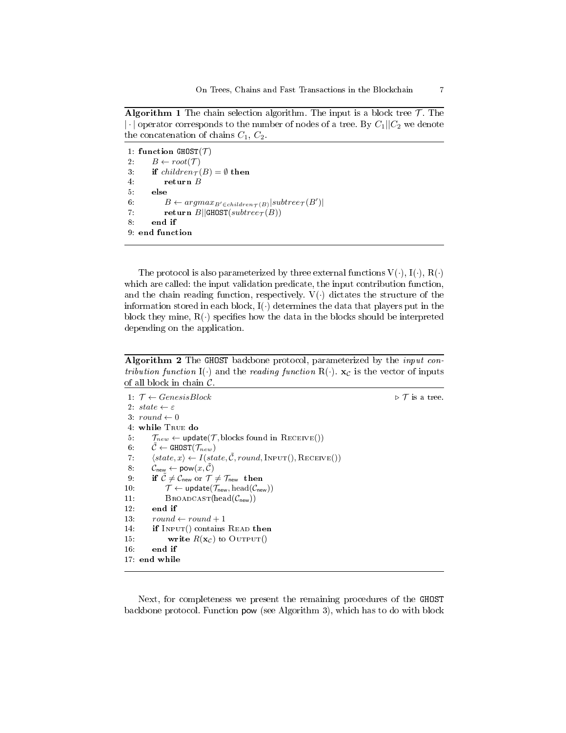**Algorithm 1** The chain selection algorithm. The input is a block tree $\mathcal{T}$. The $|\cdot|$ operator corresponds to the number of nodes of a tree. By $C_1||C_2$ we denote the concatenation of chains $C_1$, $C_2$.

```
1: function GHOST(T)
2:     B ← root(T)
3:     if children_T(B) = ∅ then
4:         return B
5:     else
6:         B ← argmax_{B' ∈ children_T(B)} |subtree_T(B')|
7:         return B||GHOST(subtree_T(B))
8:     end if
9: end function
```

The protocol is also parameterized by three external functions $\mathrm{V}(\cdot)$, $\mathrm{I}(\cdot)$, $\mathrm{R}(\cdot)$ which are called: the input validation predicate, the input contribution function, and the chain reading function, respectively. $\mathrm{V}(\cdot)$ dictates the structure of the information stored in each block, $\mathrm{I}(\cdot)$ determines the data that players put in the block they mine, $\mathrm{R}(\cdot)$ specifies how the data in the blocks should be interpreted depending on the application.

**Algorithm 2** The GHOST backbone protocol, parameterized by the *input contribution function* $\mathrm{I}(\cdot)$ and the *reading function* $\mathrm{R}(\cdot)$. $\mathbf{x}_{\mathcal{C}}$ is the vector of inputs of all block in chain $\mathcal{C}$.

```
1: T ← GenesisBlock                                         ▷ T is a tree.
2: state ← ε
3: round ← 0
4: while True do
5:     T_new ← update(T, blocks found in Receive())
6:     C̃ ← GHOST(T_new)
7:     ⟨state, x⟩ ← I(state, C̃, round, Input(), Receive())
8:     C_new ← pow(x, C̃)
9:     if C̃ ≠ C_new or T ≠ T_new then
10:        T ← update(T_new, head(C_new))
11:        Broadcast(head(C_new))
12:    end if
13:    round ← round + 1
14:    if Input() contains Read then
15:        write R(x_C) to Output()
16:    end if
17: end while
```

Next, for completeness we present the remaining procedures of the GHOST backbone protocol. Function pow (see Algorithm 3), which has to do with block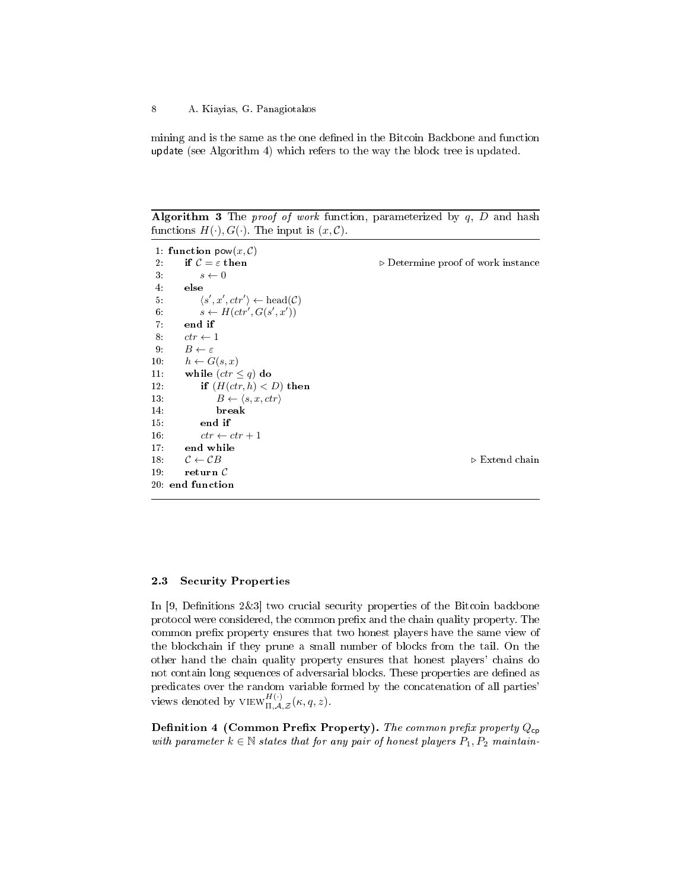mining and is the same as the one defined in the Bitcoin Backbone and function update (see Algorithm 4) which refers to the way the block tree is updated.

**Algorithm 3** The *proof of work* function, parameterized by $q$, $D$ and hash functions $H(\cdot), G(\cdot)$. The input is $(x, \mathcal{C})$.

```
1: function pow(x, C)
2:     if C = ε then                              ▷ Determine proof of work instance
3:         s ← 0
4:     else
5:         ⟨s', x', ctr'⟩ ← head(C)
6:         s ← H(ctr', G(s', x'))
7:     end if
8:     ctr ← 1
9:     B ← ε
10:    h ← G(s, x)
11:    while (ctr ≤ q) do
12:        if (H(ctr, h) < D) then
13:            B ← ⟨s, x, ctr⟩
14:            break
15:        end if
16:        ctr ← ctr + 1
17:    end while
18:    C ← CB                                     ▷ Extend chain
19:    return C
20: end function
```

### 2.3 Security Properties

In [9, Definitions 2&3] two crucial security properties of the Bitcoin backbone protocol were considered, the common prefix and the chain quality property. The common prefix property ensures that two honest players have the same view of the blockchain if they prune a small number of blocks from the tail. On the other hand the chain quality property ensures that honest players' chains do not contain long sequences of adversarial blocks. These properties are defined as predicates over the random variable formed by the concatenation of all parties' views denoted by $\text{VIEW}^{H(\cdot)}_{\Pi,\mathcal{A},\mathcal{Z}}(\kappa, q, z)$.

**Definition 4 (Common Prefix Property).** *The common prefix property $Q_{\mathsf{cp}}$ with parameter $k \in \mathbb{N}$ states that for any pair of honest players $P_1, P_2$ maintain-*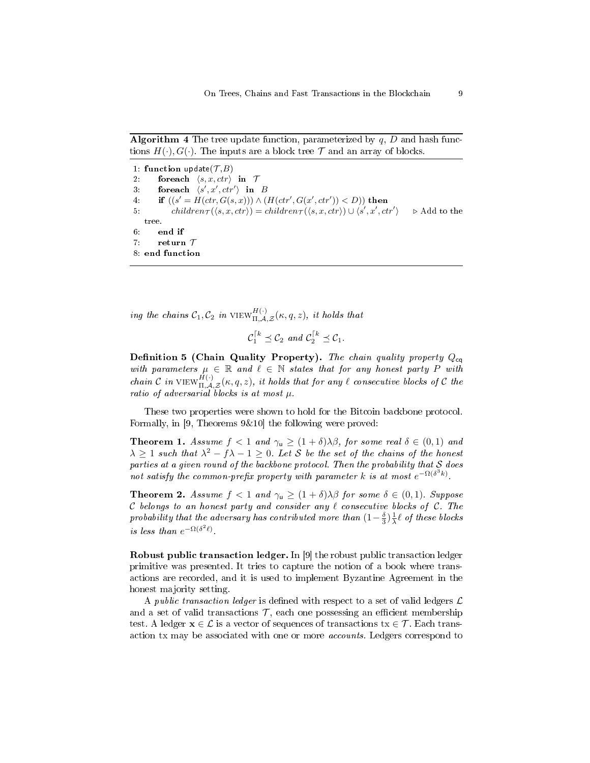**Algorithm 4** The tree update function, parameterized by $q$, $D$ and hash functions $H(\cdot), G(\cdot)$. The inputs are a block tree $\mathcal{T}$ and an array of blocks.

```
1: function update(T,B)
2:     foreach ⟨s, x, ctr⟩ in T
3:     foreach ⟨s', x', ctr'⟩ in B
4:     if ((s' = H(ctr, G(s, x))) ∧ (H(ctr', G(x', ctr')) < D)) then
5:         children_T(⟨s, x, ctr⟩) = children_T(⟨s, x, ctr⟩) ∪ ⟨s', x', ctr'⟩    ▷ Add to the tree.
6:     end if
7:     return T
8: end function
```

*ing the chains* $\mathcal{C}_1, \mathcal{C}_2$ *in* $\text{VIEW}^{H(\cdot)}_{\Pi,\mathcal{A},\mathcal{Z}}(\kappa, q, z)$*, it holds that*

$$\mathcal{C}_1^{\lceil k} \preceq \mathcal{C}_2 \text{ and } \mathcal{C}_2^{\lceil k} \preceq \mathcal{C}_1.$$

**Definition 5 (Chain Quality Property).** *The chain quality property* $Q_{\mathsf{cq}}$ *with parameters* $\mu \in \mathbb{R}$ *and* $\ell \in \mathbb{N}$ *states that for any honest party* $P$ *with chain* $\mathcal{C}$ *in* $\text{VIEW}^{H(\cdot)}_{\Pi,\mathcal{A},\mathcal{Z}}(\kappa, q, z)$*, it holds that for any* $\ell$ *consecutive blocks of* $\mathcal{C}$ *the ratio of adversarial blocks is at most* $\mu$.

These two properties were shown to hold for the Bitcoin backbone protocol. Formally, in [9, Theorems 9&10] the following were proved:

**Theorem 1.** *Assume* $f < 1$ *and* $\gamma_{\mathsf{u}} \geq (1+\delta)\lambda\beta$*, for some real* $\delta \in (0,1)$ *and* $\lambda \geq 1$ *such that* $\lambda^2 - f\lambda - 1 \geq 0$*. Let* $\mathcal{S}$ *be the set of the chains of the honest parties at a given round of the backbone protocol. Then the probability that* $\mathcal{S}$ *does not satisfy the common-prefix property with parameter* $k$ *is at most* $e^{-\Omega(\delta^3 k)}$.

**Theorem 2.** *Assume* $f < 1$ *and* $\gamma_{\mathsf{u}} \geq (1+\delta)\lambda\beta$ *for some* $\delta \in (0,1)$*. Suppose* $\mathcal{C}$ *belongs to an honest party and consider any* $\ell$ *consecutive blocks of* $\mathcal{C}$*. The probability that the adversary has contributed more than* $(1-\frac{\delta}{3})\frac{1}{\lambda}\ell$ *of these blocks is less than* $e^{-\Omega(\delta^2 \ell)}$.

**Robust public transaction ledger.** In [9] the robust public transaction ledger primitive was presented. It tries to capture the notion of a book where transactions are recorded, and it is used to implement Byzantine Agreement in the honest majority setting.

A *public transaction ledger* is defined with respect to a set of valid ledgers $\mathcal{L}$ and a set of valid transactions $\mathcal{T}$, each one possessing an efficient membership test. A ledger $\mathbf{x} \in \mathcal{L}$ is a vector of sequences of transactions $\text{tx} \in \mathcal{T}$. Each transaction tx may be associated with one or more *accounts*. Ledgers correspond to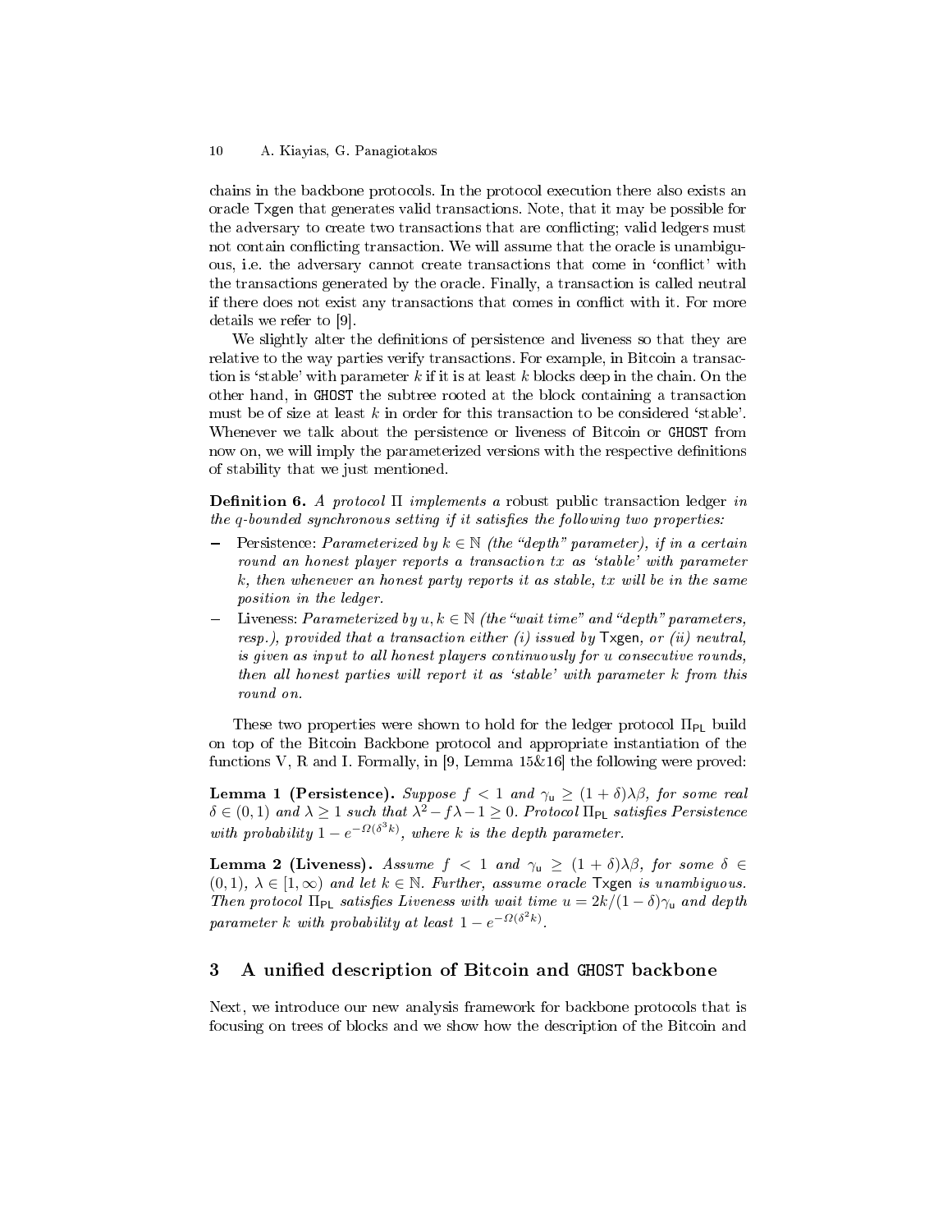chains in the backbone protocols. In the protocol execution there also exists an oracle Txgen that generates valid transactions. Note, that it may be possible for the adversary to create two transactions that are conflicting; valid ledgers must not contain conflicting transaction. We will assume that the oracle is unambiguous, i.e. the adversary cannot create transactions that come in 'conflict' with the transactions generated by the oracle. Finally, a transaction is called neutral if there does not exist any transactions that comes in conflict with it. For more details we refer to [9].

We slightly alter the definitions of persistence and liveness so that they are relative to the way parties verify transactions. For example, in Bitcoin a transaction is 'stable' with parameter $k$ if it is at least $k$ blocks deep in the chain. On the other hand, in GHOST the subtree rooted at the block containing a transaction must be of size at least $k$ in order for this transaction to be considered 'stable'. Whenever we talk about the persistence or liveness of Bitcoin or GHOST from now on, we will imply the parameterized versions with the respective definitions of stability that we just mentioned.

**Definition 6.** *A protocol $\Pi$ implements a* robust public transaction ledger *in the $q$-bounded synchronous setting if it satisfies the following two properties:*

- Persistence: *Parameterized by $k \in \mathbb{N}$ (the "depth" parameter), if in a certain round an honest player reports a transaction $tx$ as 'stable' with parameter $k$, then whenever an honest party reports it as stable, $tx$ will be in the same position in the ledger.*
- Liveness: *Parameterized by $u, k \in \mathbb{N}$ (the "wait time" and "depth" parameters, resp.), provided that a transaction either (i) issued by* Txgen*, or (ii) neutral, is given as input to all honest players continuously for $u$ consecutive rounds, then all honest parties will report it as 'stable' with parameter $k$ from this round on.*

These two properties were shown to hold for the ledger protocol $\Pi_{\mathsf{PL}}$ build on top of the Bitcoin Backbone protocol and appropriate instantiation of the functions V, R and I. Formally, in [9, Lemma 15&16] the following were proved:

**Lemma 1 (Persistence).** *Suppose $f < 1$ and $\gamma_{\mathsf{u}} \geq (1+\delta)\lambda\beta$, for some real $\delta \in (0,1)$ and $\lambda \geq 1$ such that $\lambda^2 - f\lambda - 1 \geq 0$. Protocol $\Pi_{\mathsf{PL}}$ satisfies Persistence with probability $1 - e^{-\Omega(\delta^3 k)}$, where $k$ is the depth parameter.*

**Lemma 2 (Liveness).** *Assume $f < 1$ and $\gamma_{\mathsf{u}} \geq (1+\delta)\lambda\beta$, for some $\delta \in (0,1)$, $\lambda \in [1,\infty)$ and let $k \in \mathbb{N}$. Further, assume oracle* Txgen *is unambiguous. Then protocol $\Pi_{\mathsf{PL}}$ satisfies Liveness with wait time $u = 2k/(1-\delta)\gamma_{\mathsf{u}}$ and depth parameter $k$ with probability at least $1 - e^{-\Omega(\delta^2 k)}$.*

## 3 A unified description of Bitcoin and GHOST backbone

Next, we introduce our new analysis framework for backbone protocols that is focusing on trees of blocks and we show how the description of the Bitcoin and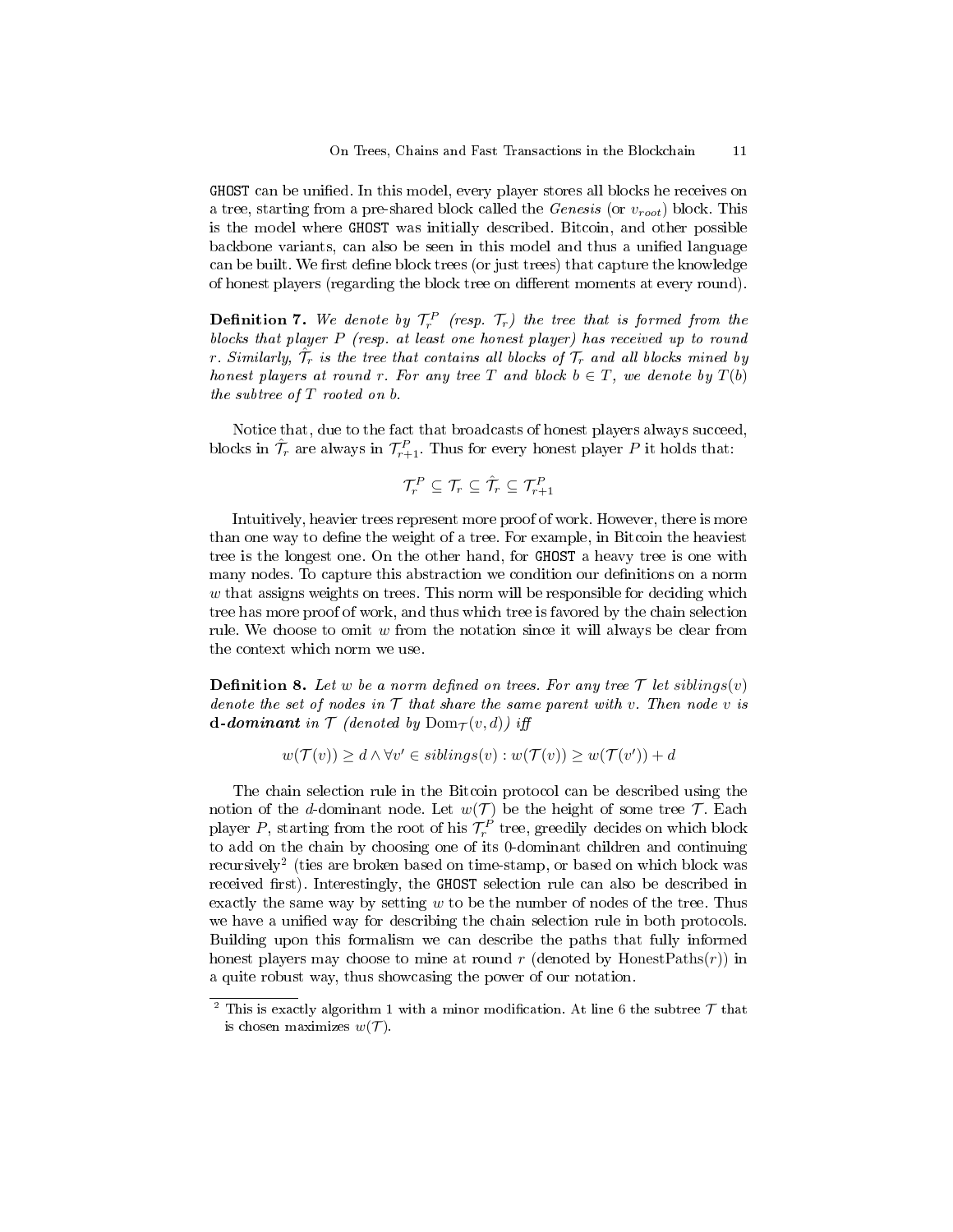GHOST can be unified. In this model, every player stores all blocks he receives on a tree, starting from a pre-shared block called the *Genesis* (or $v_{root}$) block. This is the model where GHOST was initially described. Bitcoin, and other possible backbone variants, can also be seen in this model and thus a unified language can be built. We first define block trees (or just trees) that capture the knowledge of honest players (regarding the block tree on different moments at every round).

**Definition 7.** *We denote by $\mathcal{T}_r^P$ (resp. $\mathcal{T}_r$) the tree that is formed from the blocks that player $P$ (resp. at least one honest player) has received up to round $r$. Similarly, $\hat{\mathcal{T}}_r$ is the tree that contains all blocks of $\mathcal{T}_r$ and all blocks mined by honest players at round $r$. For any tree $T$ and block $b \in T$, we denote by $T(b)$ the subtree of $T$ rooted on $b$.*

Notice that, due to the fact that broadcasts of honest players always succeed, blocks in $\hat{\mathcal{T}}_r$ are always in $\mathcal{T}_{r+1}^P$. Thus for every honest player $P$ it holds that:

$$\mathcal{T}_r^P \subseteq \mathcal{T}_r \subseteq \hat{\mathcal{T}}_r \subseteq \mathcal{T}_{r+1}^P$$

Intuitively, heavier trees represent more proof of work. However, there is more than one way to define the weight of a tree. For example, in Bitcoin the heaviest tree is the longest one. On the other hand, for GHOST a heavy tree is one with many nodes. To capture this abstraction we condition our definitions on a norm $w$ that assigns weights on trees. This norm will be responsible for deciding which tree has more proof of work, and thus which tree is favored by the chain selection rule. We choose to omit $w$ from the notation since it will always be clear from the context which norm we use.

**Definition 8.** *Let $w$ be a norm defined on trees. For any tree $\mathcal{T}$ let $siblings(v)$ denote the set of nodes in $\mathcal{T}$ that share the same parent with $v$. Then node $v$ is* ***d-dominant*** *in $\mathcal{T}$ (denoted by $\mathrm{Dom}_{\mathcal{T}}(v,d)$) iff*

$$w(\mathcal{T}(v)) \geq d \wedge \forall v' \in siblings(v) : w(\mathcal{T}(v)) \geq w(\mathcal{T}(v')) + d$$

The chain selection rule in the Bitcoin protocol can be described using the notion of the $d$-dominant node. Let $w(\mathcal{T})$ be the height of some tree $\mathcal{T}$. Each player $P$, starting from the root of his $\mathcal{T}_r^P$ tree, greedily decides on which block to add on the chain by choosing one of its 0-dominant children and continuing recursively[2] (ties are broken based on time-stamp, or based on which block was received first). Interestingly, the GHOST selection rule can also be described in exactly the same way by setting $w$ to be the number of nodes of the tree. Thus we have a unified way for describing the chain selection rule in both protocols. Building upon this formalism we can describe the paths that fully informed honest players may choose to mine at round $r$ (denoted by $\mathrm{HonestPaths}(r)$) in a quite robust way, thus showcasing the power of our notation.

[2] This is exactly algorithm 1 with a minor modification. At line 6 the subtree $\mathcal{T}$ that is chosen maximizes $w(\mathcal{T})$.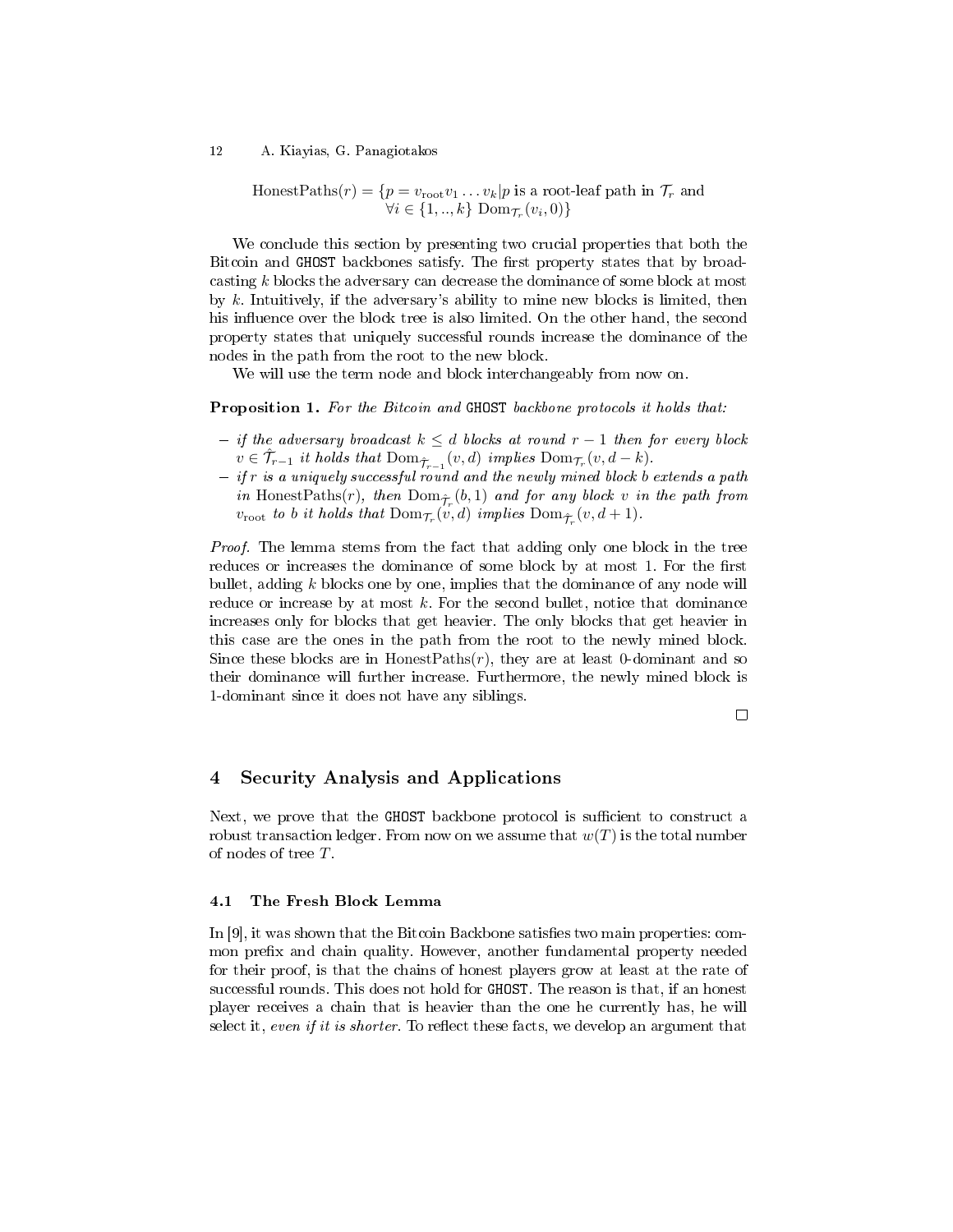$$\text{HonestPaths}(r) = \{p = v_{\text{root}} v_1 \ldots v_k | p \text{ is a root-leaf path in } \mathcal{T}_r \text{ and}$$
$$\forall i \in \{1, .., k\} \ \text{Dom}_{\mathcal{T}_r}(v_i, 0)\}$$

We conclude this section by presenting two crucial properties that both the Bitcoin and GHOST backbones satisfy. The first property states that by broadcasting $k$ blocks the adversary can decrease the dominance of some block at most by $k$. Intuitively, if the adversary's ability to mine new blocks is limited, then his influence over the block tree is also limited. On the other hand, the second property states that uniquely successful rounds increase the dominance of the nodes in the path from the root to the new block.

We will use the term node and block interchangeably from now on.

**Proposition 1.** *For the Bitcoin and* GHOST *backbone protocols it holds that:*

- *if the adversary broadcast $k \leq d$ blocks at round $r-1$ then for every block $v \in \hat{\mathcal{T}}_{r-1}$ it holds that $\text{Dom}_{\hat{\mathcal{T}}_{r-1}}(v, d)$ implies $\text{Dom}_{\mathcal{T}_r}(v, d-k)$.*
- *if $r$ is a uniquely successful round and the newly mined block $b$ extends a path in $\text{HonestPaths}(r)$, then $\text{Dom}_{\hat{\mathcal{T}}_r}(b, 1)$ and for any block $v$ in the path from $v_{\text{root}}$ to $b$ it holds that $\text{Dom}_{\mathcal{T}_r}(v, d)$ implies $\text{Dom}_{\hat{\mathcal{T}}_r}(v, d+1)$.*

*Proof.* The lemma stems from the fact that adding only one block in the tree reduces or increases the dominance of some block by at most 1. For the first bullet, adding $k$ blocks one by one, implies that the dominance of any node will reduce or increase by at most $k$. For the second bullet, notice that dominance increases only for blocks that get heavier. The only blocks that get heavier in this case are the ones in the path from the root to the newly mined block. Since these blocks are in $\text{HonestPaths}(r)$, they are at least 0-dominant and so their dominance will further increase. Furthermore, the newly mined block is 1-dominant since it does not have any siblings. □

## 4 Security Analysis and Applications

Next, we prove that the GHOST backbone protocol is sufficient to construct a robust transaction ledger. From now on we assume that $w(T)$ is the total number of nodes of tree $T$.

### 4.1 The Fresh Block Lemma

In [9], it was shown that the Bitcoin Backbone satisfies two main properties: common prefix and chain quality. However, another fundamental property needed for their proof, is that the chains of honest players grow at least at the rate of successful rounds. This does not hold for GHOST. The reason is that, if an honest player receives a chain that is heavier than the one he currently has, he will select it, *even if it is shorter*. To reflect these facts, we develop an argument that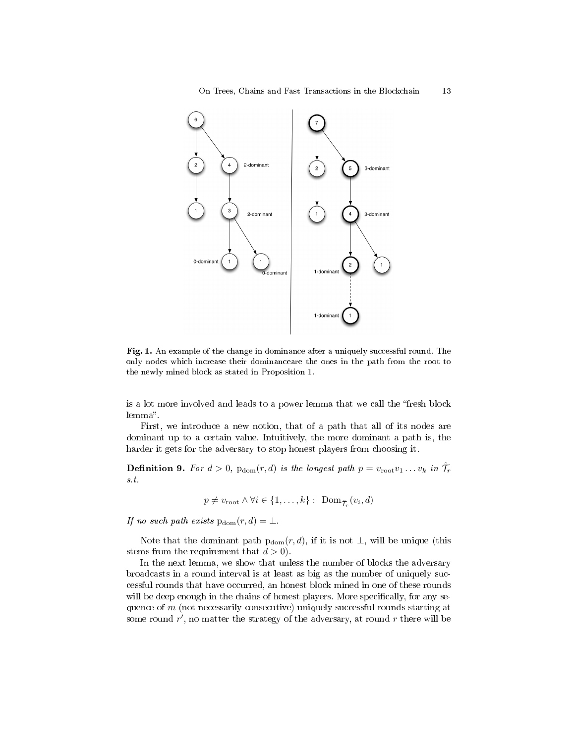**Fig. 1.** An example of the change in dominance after a uniquely successful round. The only nodes which increase their dominanceare the ones in the path from the root to the newly mined block as stated in Proposition 1.

is a lot more involved and leads to a power lemma that we call the "fresh block lemma".

First, we introduce a new notion, that of a path that all of its nodes are dominant up to a certain value. Intuitively, the more dominant a path is, the harder it gets for the adversary to stop honest players from choosing it.

**Definition 9.** *For $d > 0$, $\mathrm{p_{dom}}(r, d)$ is the longest path $p = v_{\mathrm{root}} v_1 \ldots v_k$ in $\hat{\mathcal{T}}_r$ s.t.*

$$p \neq v_{\mathrm{root}} \wedge \forall i \in \{1, \ldots, k\} : \ \mathrm{Dom}_{\hat{\mathcal{T}}_r}(v_i, d)$$

*If no such path exists $\mathrm{p_{dom}}(r, d) = \perp$.*

Note that the dominant path $\mathrm{p_{dom}}(r, d)$, if it is not $\perp$, will be unique (this stems from the requirement that $d > 0$).

In the next lemma, we show that unless the number of blocks the adversary broadcasts in a round interval is at least as big as the number of uniquely successful rounds that have occurred, an honest block mined in one of these rounds will be deep enough in the chains of honest players. More specifically, for any sequence of $m$ (not necessarily consecutive) uniquely successful rounds starting at some round $r'$, no matter the strategy of the adversary, at round $r$ there will be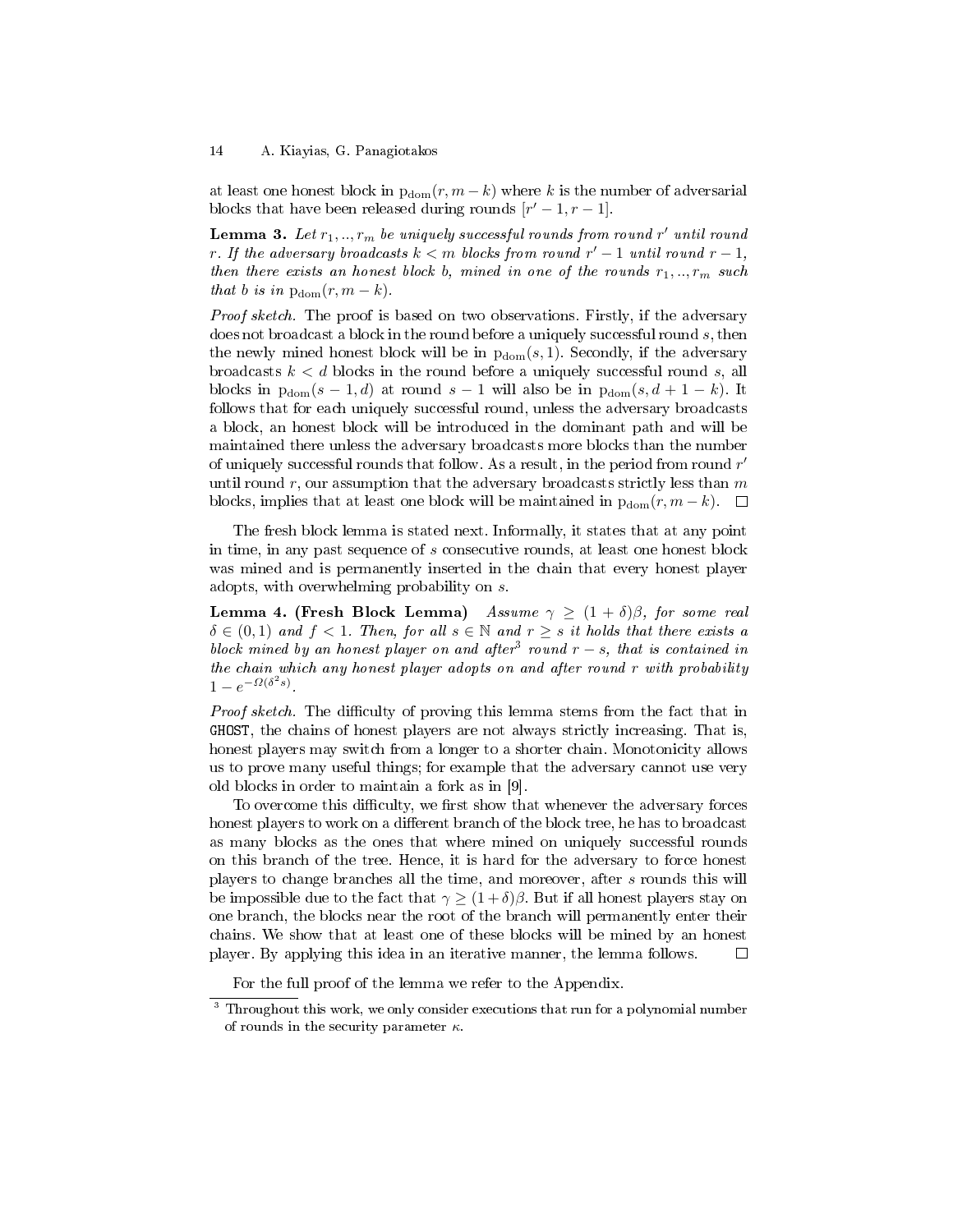at least one honest block in $\mathrm{p}_{\mathrm{dom}}(r, m-k)$ where $k$ is the number of adversarial blocks that have been released during rounds $[r'-1, r-1]$.

**Lemma 3.** *Let $r_1, .., r_m$ be uniquely successful rounds from round $r'$ until round $r$. If the adversary broadcasts $k < m$ blocks from round $r'-1$ until round $r-1$, then there exists an honest block $b$, mined in one of the rounds $r_1, .., r_m$ such that $b$ is in $\mathrm{p}_{\mathrm{dom}}(r, m-k)$.*

*Proof sketch.* The proof is based on two observations. Firstly, if the adversary does not broadcast a block in the round before a uniquely successful round $s$, then the newly mined honest block will be in $\mathrm{p}_{\mathrm{dom}}(s, 1)$. Secondly, if the adversary broadcasts $k < d$ blocks in the round before a uniquely successful round $s$, all blocks in $\mathrm{p}_{\mathrm{dom}}(s-1, d)$ at round $s-1$ will also be in $\mathrm{p}_{\mathrm{dom}}(s, d+1-k)$. It follows that for each uniquely successful round, unless the adversary broadcasts a block, an honest block will be introduced in the dominant path and will be maintained there unless the adversary broadcasts more blocks than the number of uniquely successful rounds that follow. As a result, in the period from round $r'$ until round $r$, our assumption that the adversary broadcasts strictly less than $m$ blocks, implies that at least one block will be maintained in $\mathrm{p}_{\mathrm{dom}}(r, m-k)$. $\square$

The fresh block lemma is stated next. Informally, it states that at any point in time, in any past sequence of $s$ consecutive rounds, at least one honest block was mined and is permanently inserted in the chain that every honest player adopts, with overwhelming probability on $s$.

**Lemma 4. (Fresh Block Lemma)** *Assume $\gamma \geq (1+\delta)\beta$, for some real $\delta \in (0,1)$ and $f < 1$. Then, for all $s \in \mathbb{N}$ and $r \geq s$ it holds that there exists a block mined by an honest player on and after[3] round $r - s$, that is contained in the chain which any honest player adopts on and after round $r$ with probability $1 - e^{-\Omega(\delta^2 s)}$.*

*Proof sketch.* The difficulty of proving this lemma stems from the fact that in GHOST, the chains of honest players are not always strictly increasing. That is, honest players may switch from a longer to a shorter chain. Monotonicity allows us to prove many useful things; for example that the adversary cannot use very old blocks in order to maintain a fork as in [9].

To overcome this difficulty, we first show that whenever the adversary forces honest players to work on a different branch of the block tree, he has to broadcast as many blocks as the ones that where mined on uniquely successful rounds on this branch of the tree. Hence, it is hard for the adversary to force honest players to change branches all the time, and moreover, after $s$ rounds this will be impossible due to the fact that $\gamma \geq (1+\delta)\beta$. But if all honest players stay on one branch, the blocks near the root of the branch will permanently enter their chains. We show that at least one of these blocks will be mined by an honest player. By applying this idea in an iterative manner, the lemma follows. $\square$

For the full proof of the lemma we refer to the Appendix.

[3] Throughout this work, we only consider executions that run for a polynomial number of rounds in the security parameter $\kappa$.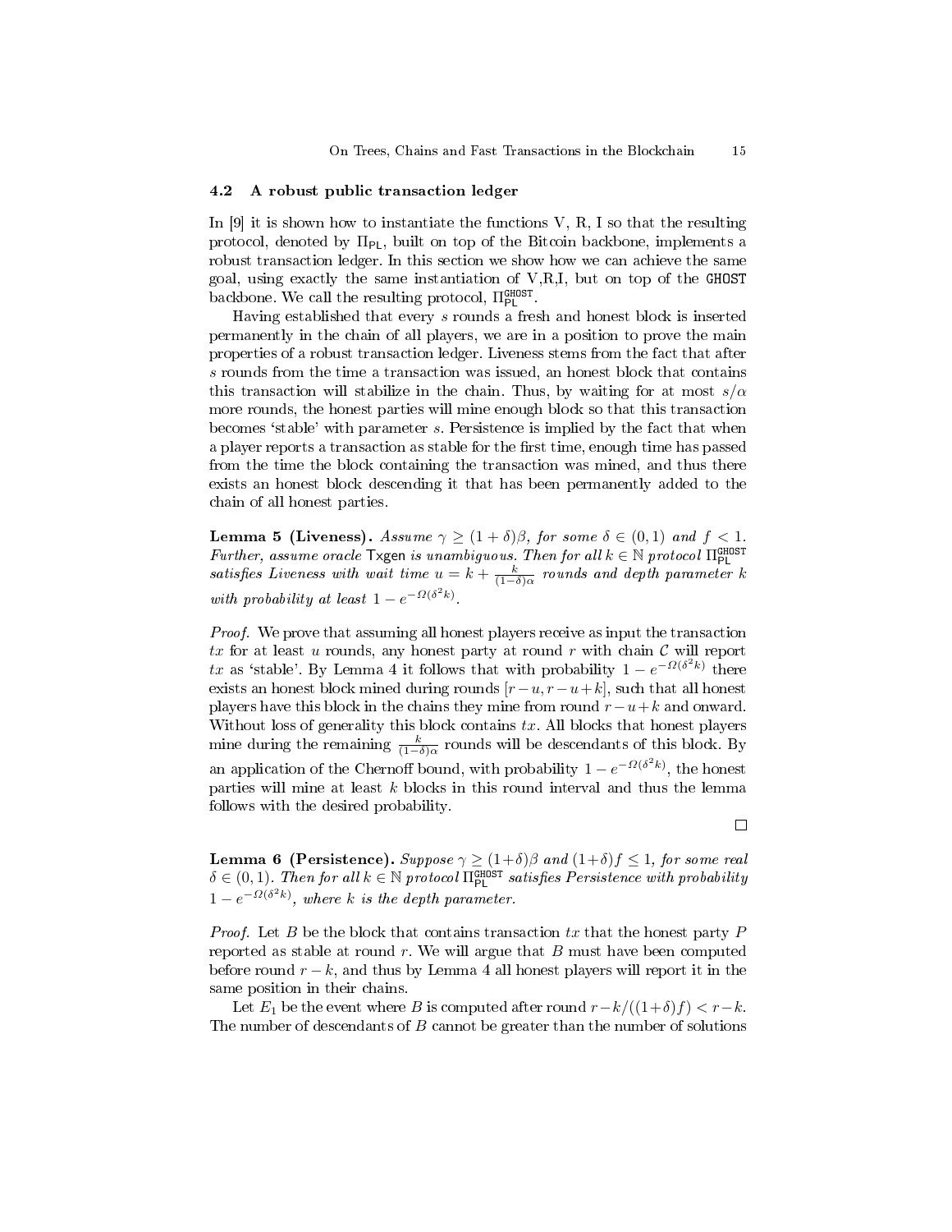### 4.2 A robust public transaction ledger

In [9] it is shown how to instantiate the functions V, R, I so that the resulting protocol, denoted by $\Pi_{\mathsf{PL}}$, built on top of the Bitcoin backbone, implements a robust transaction ledger. In this section we show how we can achieve the same goal, using exactly the same instantiation of V,R,I, but on top of the GHOST backbone. We call the resulting protocol, $\Pi_{\mathsf{PL}}^{\mathtt{GHOST}}$.

Having established that every $s$ rounds a fresh and honest block is inserted permanently in the chain of all players, we are in a position to prove the main properties of a robust transaction ledger. Liveness stems from the fact that after $s$ rounds from the time a transaction was issued, an honest block that contains this transaction will stabilize in the chain. Thus, by waiting for at most $s/\alpha$ more rounds, the honest parties will mine enough block so that this transaction becomes 'stable' with parameter $s$. Persistence is implied by the fact that when a player reports a transaction as stable for the first time, enough time has passed from the time the block containing the transaction was mined, and thus there exists an honest block descending it that has been permanently added to the chain of all honest parties.

**Lemma 5 (Liveness).** *Assume $\gamma \geq (1+\delta)\beta$, for some $\delta \in (0,1)$ and $f < 1$. Further, assume oracle* $\mathsf{Txgen}$ *is unambiguous. Then for all $k \in \mathbb{N}$ protocol $\Pi_{\mathsf{PL}}^{\mathtt{GHOST}}$ satisfies Liveness with wait time $u = k + \frac{k}{(1-\delta)\alpha}$ rounds and depth parameter $k$ with probability at least $1 - e^{-\Omega(\delta^2 k)}$.*

*Proof.* We prove that assuming all honest players receive as input the transaction $tx$ for at least $u$ rounds, any honest party at round $r$ with chain $\mathcal{C}$ will report $tx$ as 'stable'. By Lemma 4 it follows that with probability $1 - e^{-\Omega(\delta^2 k)}$ there exists an honest block mined during rounds $[r-u, r-u+k]$, such that all honest players have this block in the chains they mine from round $r-u+k$ and onward. Without loss of generality this block contains $tx$. All blocks that honest players mine during the remaining $\frac{k}{(1-\delta)\alpha}$ rounds will be descendants of this block. By an application of the Chernoff bound, with probability $1 - e^{-\Omega(\delta^2 k)}$, the honest parties will mine at least $k$ blocks in this round interval and thus the lemma follows with the desired probability.

□

**Lemma 6 (Persistence).** *Suppose $\gamma \geq (1+\delta)\beta$ and $(1+\delta)f \leq 1$, for some real $\delta \in (0,1)$. Then for all $k \in \mathbb{N}$ protocol $\Pi_{\mathsf{PL}}^{\mathtt{GHOST}}$ satisfies Persistence with probability $1 - e^{-\Omega(\delta^2 k)}$, where $k$ is the depth parameter.*

*Proof.* Let $B$ be the block that contains transaction $tx$ that the honest party $P$ reported as stable at round $r$. We will argue that $B$ must have been computed before round $r-k$, and thus by Lemma 4 all honest players will report it in the same position in their chains.

Let $E_1$ be the event where $B$ is computed after round $r - k/((1+\delta)f) < r - k$. The number of descendants of $B$ cannot be greater than the number of solutions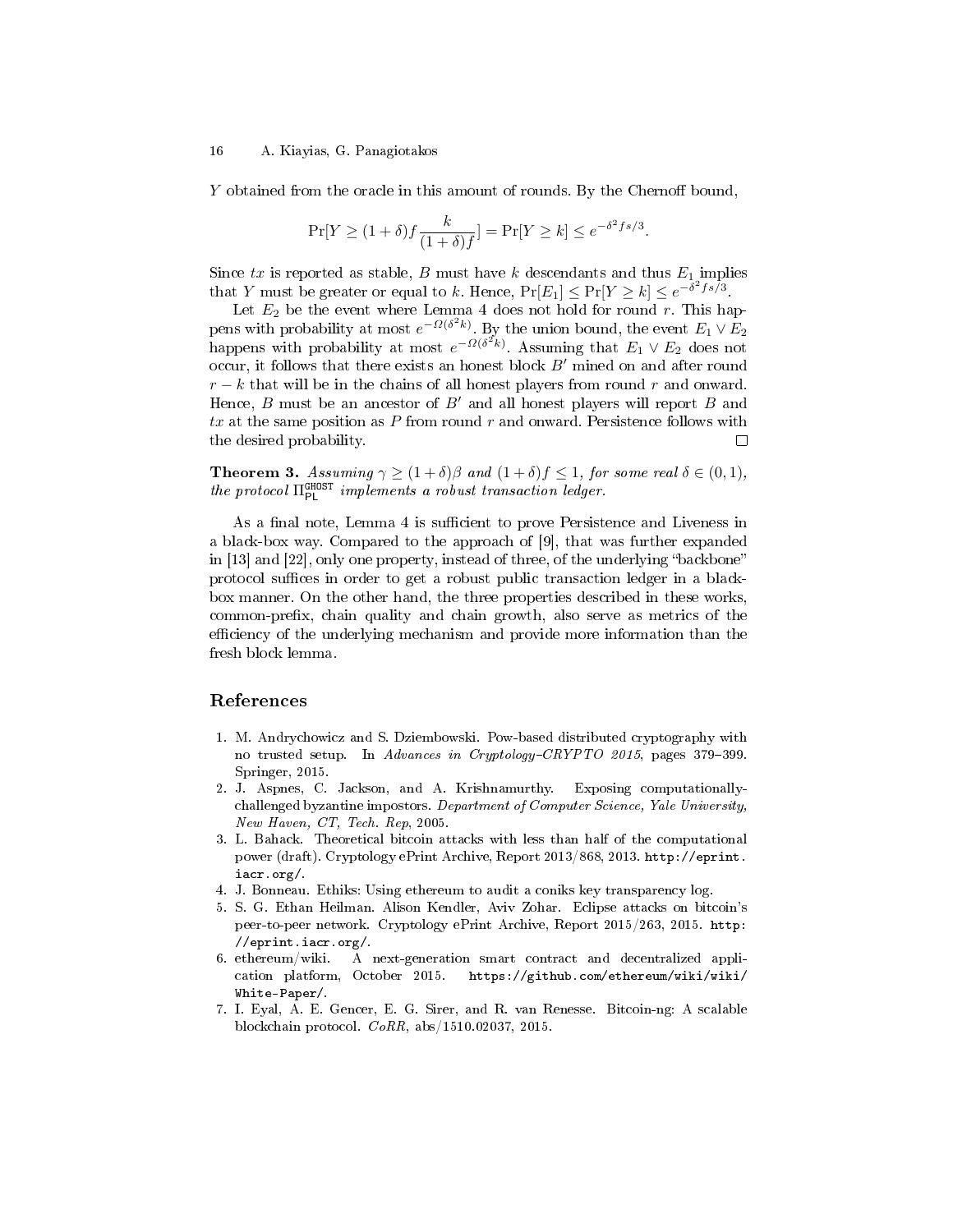$Y$ obtained from the oracle in this amount of rounds. By the Chernoff bound,

$$\Pr[Y \geq (1+\delta) f \frac{k}{(1+\delta) f}] = \Pr[Y \geq k] \leq e^{-\delta^2 fs/3}.$$

Since $tx$ is reported as stable, $B$ must have $k$ descendants and thus $E_1$ implies that $Y$ must be greater or equal to $k$. Hence, $\Pr[E_1] \leq \Pr[Y \geq k] \leq e^{-\delta^2 fs/3}$.

Let $E_2$ be the event where Lemma 4 does not hold for round $r$. This happens with probability at most $e^{-\Omega(\delta^2 k)}$. By the union bound, the event $E_1 \vee E_2$ happens with probability at most $e^{-\Omega(\delta^2 k)}$. Assuming that $E_1 \vee E_2$ does not occur, it follows that there exists an honest block $B'$ mined on and after round $r - k$ that will be in the chains of all honest players from round $r$ and onward. Hence, $B$ must be an ancestor of $B'$ and all honest players will report $B$ and $tx$ at the same position as $P$ from round $r$ and onward. Persistence follows with the desired probability. □

**Theorem 3.** *Assuming $\gamma \geq (1+\delta)\beta$ and $(1+\delta)f \leq 1$, for some real $\delta \in (0,1)$, the protocol $\Pi_{\mathsf{PL}}^{\mathsf{GHOST}}$ implements a robust transaction ledger.*

As a final note, Lemma 4 is sufficient to prove Persistence and Liveness in a black-box way. Compared to the approach of [9], that was further expanded in [13] and [22], only one property, instead of three, of the underlying "backbone" protocol suffices in order to get a robust public transaction ledger in a black-box manner. On the other hand, the three properties described in these works, common-prefix, chain quality and chain growth, also serve as metrics of the efficiency of the underlying mechanism and provide more information than the fresh block lemma.

## References

1. M. Andrychowicz and S. Dziembowski. Pow-based distributed cryptography with no trusted setup. In *Advances in Cryptology–CRYPTO 2015*, pages 379–399. Springer, 2015.
2. J. Aspnes, C. Jackson, and A. Krishnamurthy. Exposing computationally-challenged byzantine impostors. *Department of Computer Science, Yale University, New Haven, CT, Tech. Rep*, 2005.
3. L. Bahack. Theoretical bitcoin attacks with less than half of the computational power (draft). Cryptology ePrint Archive, Report 2013/868, 2013. `http://eprint.iacr.org/`.
4. J. Bonneau. Ethiks: Using ethereum to audit a coniks key transparency log.
5. S. G. Ethan Heilman. Alison Kendler, Aviv Zohar. Eclipse attacks on bitcoin's peer-to-peer network. Cryptology ePrint Archive, Report 2015/263, 2015. `http://eprint.iacr.org/`.
6. ethereum/wiki. A next-generation smart contract and decentralized application platform, October 2015. `https://github.com/ethereum/wiki/wiki/White-Paper/`.
7. I. Eyal, A. E. Gencer, E. G. Sirer, and R. van Renesse. Bitcoin-ng: A scalable blockchain protocol. *CoRR*, abs/1510.02037, 2015.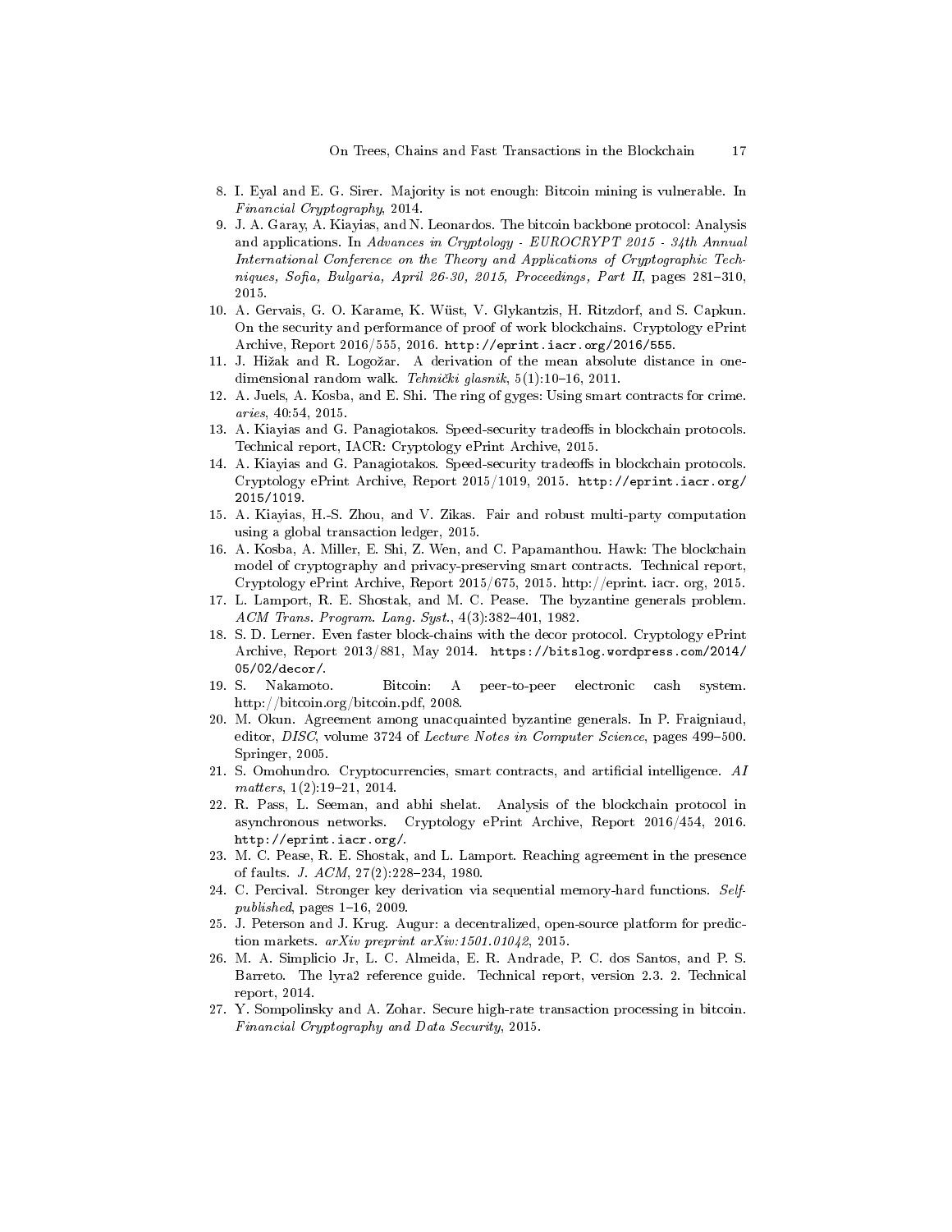8. I. Eyal and E. G. Sirer. Majority is not enough: Bitcoin mining is vulnerable. In *Financial Cryptography*, 2014.
9. J. A. Garay, A. Kiayias, and N. Leonardos. The bitcoin backbone protocol: Analysis and applications. In *Advances in Cryptology - EUROCRYPT 2015 - 34th Annual International Conference on the Theory and Applications of Cryptographic Techniques, Sofia, Bulgaria, April 26-30, 2015, Proceedings, Part II*, pages 281–310, 2015.
10. A. Gervais, G. O. Karame, K. Wüst, V. Glykantzis, H. Ritzdorf, and S. Capkun. On the security and performance of proof of work blockchains. Cryptology ePrint Archive, Report 2016/555, 2016. `http://eprint.iacr.org/2016/555`.
11. J. Hižak and R. Logožar. A derivation of the mean absolute distance in one-dimensional random walk. *Tehnički glasnik*, 5(1):10–16, 2011.
12. A. Juels, A. Kosba, and E. Shi. The ring of gyges: Using smart contracts for crime. *aries*, 40:54, 2015.
13. A. Kiayias and G. Panagiotakos. Speed-security tradeoffs in blockchain protocols. Technical report, IACR: Cryptology ePrint Archive, 2015.
14. A. Kiayias and G. Panagiotakos. Speed-security tradeoffs in blockchain protocols. Cryptology ePrint Archive, Report 2015/1019, 2015. `http://eprint.iacr.org/2015/1019`.
15. A. Kiayias, H.-S. Zhou, and V. Zikas. Fair and robust multi-party computation using a global transaction ledger, 2015.
16. A. Kosba, A. Miller, E. Shi, Z. Wen, and C. Papamanthou. Hawk: The blockchain model of cryptography and privacy-preserving smart contracts. Technical report, Cryptology ePrint Archive, Report 2015/675, 2015. http://eprint. iacr. org, 2015.
17. L. Lamport, R. E. Shostak, and M. C. Pease. The byzantine generals problem. *ACM Trans. Program. Lang. Syst.*, 4(3):382–401, 1982.
18. S. D. Lerner. Even faster block-chains with the decor protocol. Cryptology ePrint Archive, Report 2013/881, May 2014. `https://bitslog.wordpress.com/2014/05/02/decor/`.
19. S. Nakamoto. Bitcoin: A peer-to-peer electronic cash system. http://bitcoin.org/bitcoin.pdf, 2008.
20. M. Okun. Agreement among unacquainted byzantine generals. In P. Fraigniaud, editor, *DISC*, volume 3724 of *Lecture Notes in Computer Science*, pages 499–500. Springer, 2005.
21. S. Omohundro. Cryptocurrencies, smart contracts, and artificial intelligence. *AI matters*, 1(2):19–21, 2014.
22. R. Pass, L. Seeman, and abhi shelat. Analysis of the blockchain protocol in asynchronous networks. Cryptology ePrint Archive, Report 2016/454, 2016. `http://eprint.iacr.org/`.
23. M. C. Pease, R. E. Shostak, and L. Lamport. Reaching agreement in the presence of faults. *J. ACM*, 27(2):228–234, 1980.
24. C. Percival. Stronger key derivation via sequential memory-hard functions. *Self-published*, pages 1–16, 2009.
25. J. Peterson and J. Krug. Augur: a decentralized, open-source platform for prediction markets. *arXiv preprint arXiv:1501.01042*, 2015.
26. M. A. Simplicio Jr, L. C. Almeida, E. R. Andrade, P. C. dos Santos, and P. S. Barreto. The lyra2 reference guide. Technical report, version 2.3. 2. Technical report, 2014.
27. Y. Sompolinsky and A. Zohar. Secure high-rate transaction processing in bitcoin. *Financial Cryptography and Data Security*, 2015.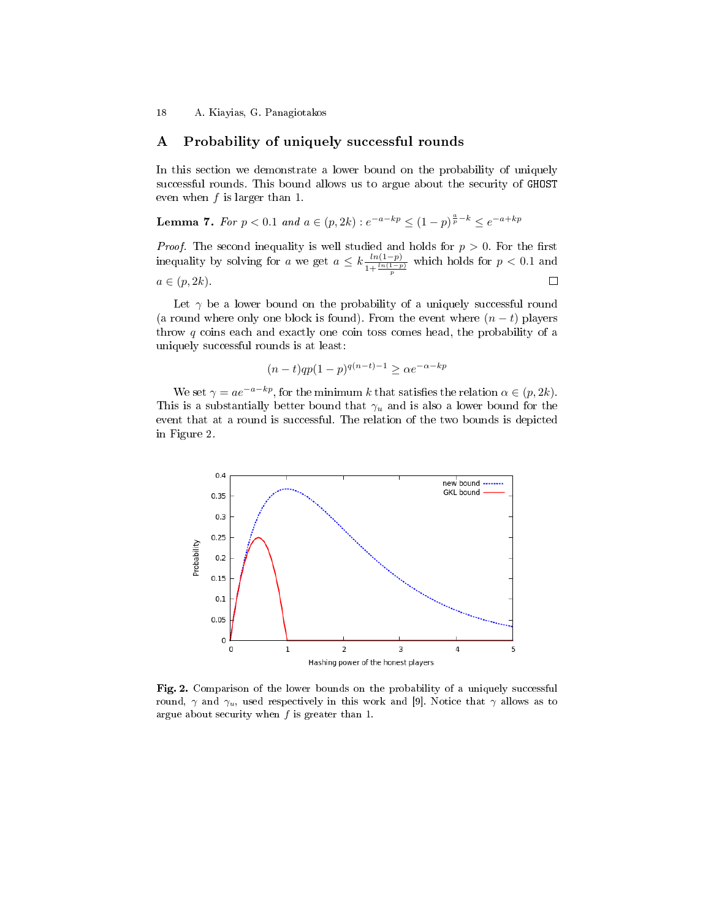## A Probability of uniquely successful rounds

In this section we demonstrate a lower bound on the probability of uniquely successful rounds. This bound allows us to argue about the security of GHOST even when $f$ is larger than 1.

**Lemma 7.** *For* $p < 0.1$ *and* $a \in (p, 2k)$ : $e^{-a-kp} \leq (1-p)^{\frac{a}{p}-k} \leq e^{-a+kp}$

*Proof.* The second inequality is well studied and holds for $p > 0$. For the first inequality by solving for $a$ we get $a \leq k\frac{ln(1-p)}{1+\frac{ln(1-p)}{p}}$ which holds for $p < 0.1$ and $a \in (p, 2k)$. □

Let $\gamma$ be a lower bound on the probability of a uniquely successful round (a round where only one block is found). From the event where $(n-t)$ players throw $q$ coins each and exactly one coin toss comes head, the probability of a uniquely successful rounds is at least:

$$(n-t)qp(1-p)^{q(n-t)-1} \geq \alpha e^{-\alpha-kp}$$

We set $\gamma = ae^{-a-kp}$, for the minimum $k$ that satisfies the relation $\alpha \in (p, 2k)$. This is a substantially better bound that $\gamma_u$ and is also a lower bound for the event that at a round is successful. The relation of the two bounds is depicted in Figure 2.

**Fig. 2.** Comparison of the lower bounds on the probability of a uniquely successful round, $\gamma$ and $\gamma_u$, used respectively in this work and [9]. Notice that $\gamma$ allows as to argue about security when $f$ is greater than 1.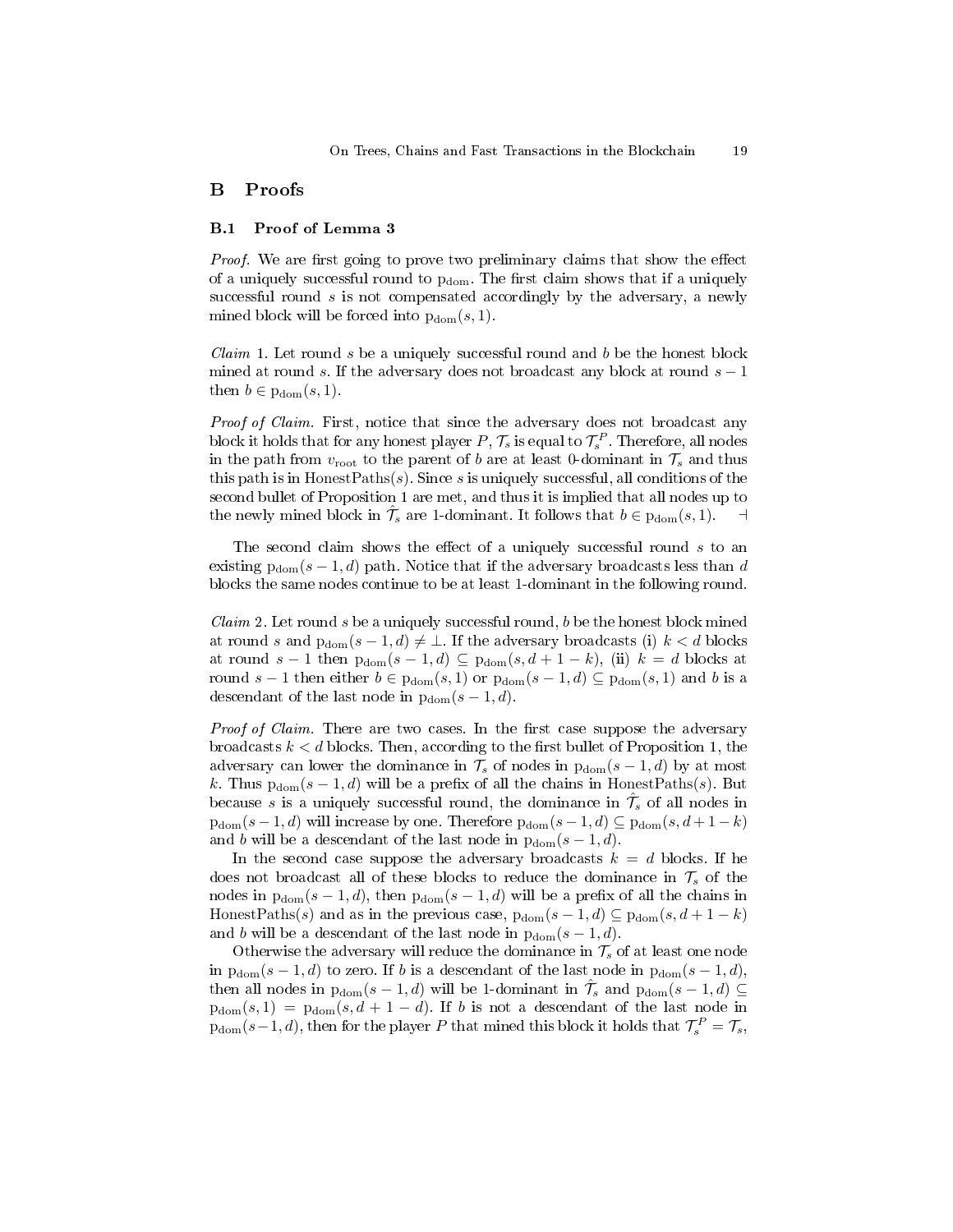## B Proofs

### B.1 Proof of Lemma 3

*Proof.* We are first going to prove two preliminary claims that show the effect of a uniquely successful round to $\mathrm{p}_{\mathrm{dom}}$. The first claim shows that if a uniquely successful round $s$ is not compensated accordingly by the adversary, a newly mined block will be forced into $\mathrm{p}_{\mathrm{dom}}(s, 1)$.

*Claim* 1. Let round $s$ be a uniquely successful round and $b$ be the honest block mined at round $s$. If the adversary does not broadcast any block at round $s-1$ then $b \in \mathrm{p}_{\mathrm{dom}}(s, 1)$.

*Proof of Claim.* First, notice that since the adversary does not broadcast any block it holds that for any honest player $P$, $\mathcal{T}_s$ is equal to $\mathcal{T}_s^P$. Therefore, all nodes in the path from $v_{\mathrm{root}}$ to the parent of $b$ are at least 0-dominant in $\mathcal{T}_s$ and thus this path is in $\mathrm{HonestPaths}(s)$. Since $s$ is uniquely successful, all conditions of the second bullet of Proposition 1 are met, and thus it is implied that all nodes up to the newly mined block in $\hat{\mathcal{T}}_s$ are 1-dominant. It follows that $b \in \mathrm{p}_{\mathrm{dom}}(s, 1)$. $\dashv$

The second claim shows the effect of a uniquely successful round $s$ to an existing $\mathrm{p}_{\mathrm{dom}}(s-1, d)$ path. Notice that if the adversary broadcasts less than $d$ blocks the same nodes continue to be at least 1-dominant in the following round.

*Claim* 2. Let round $s$ be a uniquely successful round, $b$ be the honest block mined at round $s$ and $\mathrm{p}_{\mathrm{dom}}(s-1, d) \neq \perp$. If the adversary broadcasts (i) $k < d$ blocks at round $s-1$ then $\mathrm{p}_{\mathrm{dom}}(s-1, d) \subseteq \mathrm{p}_{\mathrm{dom}}(s, d+1-k)$, (ii) $k = d$ blocks at round $s-1$ then either $b \in \mathrm{p}_{\mathrm{dom}}(s, 1)$ or $\mathrm{p}_{\mathrm{dom}}(s-1, d) \subseteq \mathrm{p}_{\mathrm{dom}}(s, 1)$ and $b$ is a descendant of the last node in $\mathrm{p}_{\mathrm{dom}}(s-1, d)$.

*Proof of Claim.* There are two cases. In the first case suppose the adversary broadcasts $k < d$ blocks. Then, according to the first bullet of Proposition 1, the adversary can lower the dominance in $\mathcal{T}_s$ of nodes in $\mathrm{p}_{\mathrm{dom}}(s-1, d)$ by at most $k$. Thus $\mathrm{p}_{\mathrm{dom}}(s-1, d)$ will be a prefix of all the chains in $\mathrm{HonestPaths}(s)$. But because $s$ is a uniquely successful round, the dominance in $\hat{\mathcal{T}}_s$ of all nodes in $\mathrm{p}_{\mathrm{dom}}(s-1, d)$ will increase by one. Therefore $\mathrm{p}_{\mathrm{dom}}(s-1, d) \subseteq \mathrm{p}_{\mathrm{dom}}(s, d+1-k)$ and $b$ will be a descendant of the last node in $\mathrm{p}_{\mathrm{dom}}(s-1, d)$.

In the second case suppose the adversary broadcasts $k = d$ blocks. If he does not broadcast all of these blocks to reduce the dominance in $\mathcal{T}_s$ of the nodes in $\mathrm{p}_{\mathrm{dom}}(s-1, d)$, then $\mathrm{p}_{\mathrm{dom}}(s-1, d)$ will be a prefix of all the chains in $\mathrm{HonestPaths}(s)$ and as in the previous case, $\mathrm{p}_{\mathrm{dom}}(s-1, d) \subseteq \mathrm{p}_{\mathrm{dom}}(s, d+1-k)$ and $b$ will be a descendant of the last node in $\mathrm{p}_{\mathrm{dom}}(s-1, d)$.

Otherwise the adversary will reduce the dominance in $\mathcal{T}_s$ of at least one node in $\mathrm{p}_{\mathrm{dom}}(s-1, d)$ to zero. If $b$ is a descendant of the last node in $\mathrm{p}_{\mathrm{dom}}(s-1, d)$, then all nodes in $\mathrm{p}_{\mathrm{dom}}(s-1, d)$ will be 1-dominant in $\hat{\mathcal{T}}_s$ and $\mathrm{p}_{\mathrm{dom}}(s-1, d) \subseteq \mathrm{p}_{\mathrm{dom}}(s, 1) = \mathrm{p}_{\mathrm{dom}}(s, d+1-d)$. If $b$ is not a descendant of the last node in $\mathrm{p}_{\mathrm{dom}}(s-1, d)$, then for the player $P$ that mined this block it holds that $\mathcal{T}_s^P = \mathcal{T}_s$,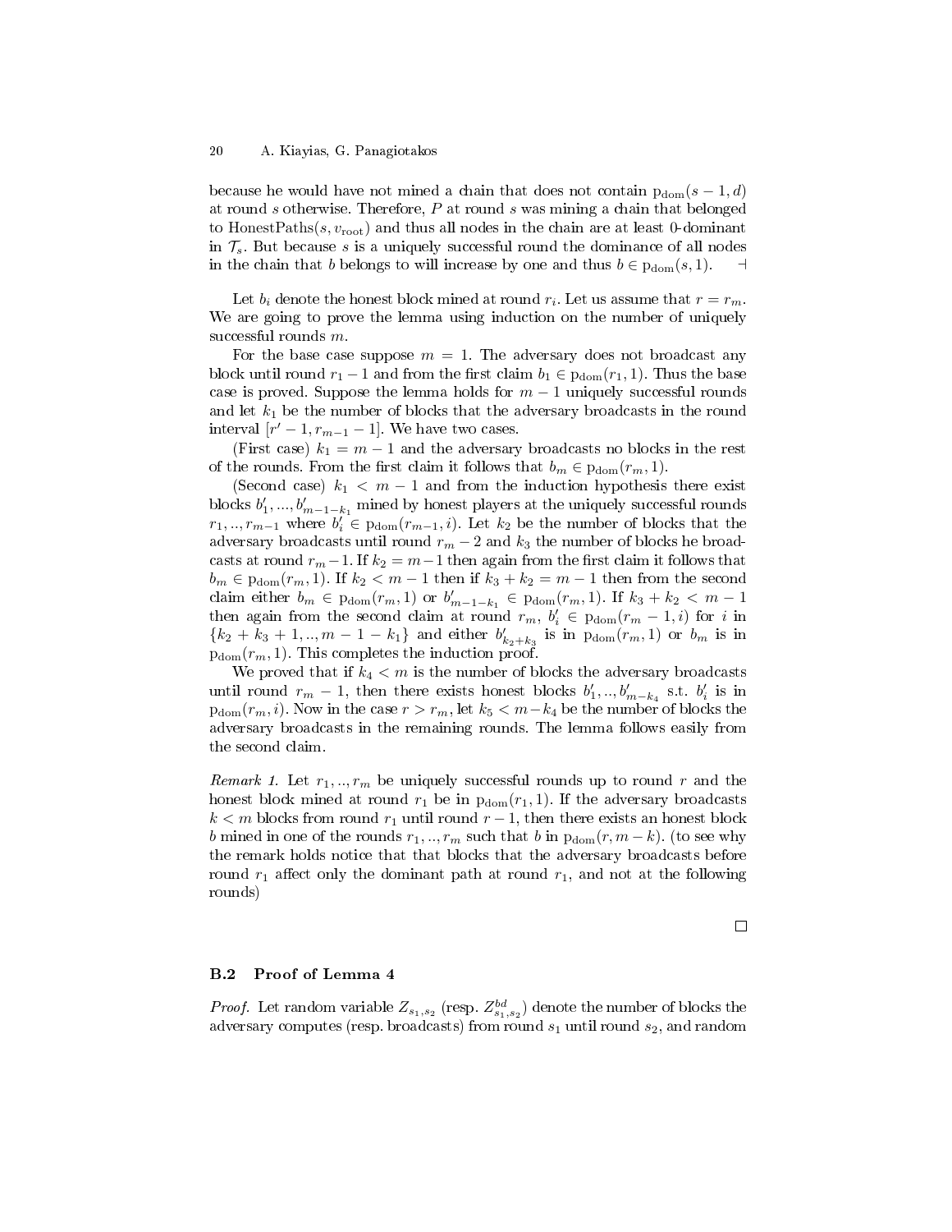because he would have not mined a chain that does not contain $\mathrm{p_{dom}}(s-1,d)$ at round $s$ otherwise. Therefore, $P$ at round $s$ was mining a chain that belonged to $\mathrm{HonestPaths}(s, v_{\mathrm{root}})$ and thus all nodes in the chain are at least 0-dominant in $\mathcal{T}_s$. But because $s$ is a uniquely successful round the dominance of all nodes in the chain that $b$ belongs to will increase by one and thus $b \in \mathrm{p_{dom}}(s,1)$. $\dashv$

Let $b_i$ denote the honest block mined at round $r_i$. Let us assume that $r = r_m$. We are going to prove the lemma using induction on the number of uniquely successful rounds $m$.

For the base case suppose $m = 1$. The adversary does not broadcast any block until round $r_1 - 1$ and from the first claim $b_1 \in \mathrm{p_{dom}}(r_1, 1)$. Thus the base case is proved. Suppose the lemma holds for $m-1$ uniquely successful rounds and let $k_1$ be the number of blocks that the adversary broadcasts in the round interval $[r'-1, r_{m-1}-1]$. We have two cases.

(First case) $k_1 = m-1$ and the adversary broadcasts no blocks in the rest of the rounds. From the first claim it follows that $b_m \in \mathrm{p_{dom}}(r_m, 1)$.

(Second case) $k_1 < m-1$ and from the induction hypothesis there exist blocks $b'_1, ..., b'_{m-1-k_1}$ mined by honest players at the uniquely successful rounds $r_1, .., r_{m-1}$ where $b'_i \in \mathrm{p_{dom}}(r_{m-1}, i)$. Let $k_2$ be the number of blocks that the adversary broadcasts until round $r_m - 2$ and $k_3$ the number of blocks he broadcasts at round $r_m - 1$. If $k_2 = m-1$ then again from the first claim it follows that $b_m \in \mathrm{p_{dom}}(r_m, 1)$. If $k_2 < m-1$ then if $k_3 + k_2 = m-1$ then from the second claim either $b_m \in \mathrm{p_{dom}}(r_m, 1)$ or $b'_{m-1-k_1} \in \mathrm{p_{dom}}(r_m, 1)$. If $k_3 + k_2 < m-1$ then again from the second claim at round $r_m$, $b'_i \in \mathrm{p_{dom}}(r_m - 1, i)$ for $i$ in $\{k_2 + k_3 + 1, .., m-1-k_1\}$ and either $b'_{k_2+k_3}$ is in $\mathrm{p_{dom}}(r_m, 1)$ or $b_m$ is in $\mathrm{p_{dom}}(r_m, 1)$. This completes the induction proof.

We proved that if $k_4 < m$ is the number of blocks the adversary broadcasts until round $r_m - 1$, then there exists honest blocks $b'_1, .., b'_{m-k_4}$ s.t. $b'_i$ is in $\mathrm{p_{dom}}(r_m, i)$. Now in the case $r > r_m$, let $k_5 < m - k_4$ be the number of blocks the adversary broadcasts in the remaining rounds. The lemma follows easily from the second claim.

*Remark 1.* Let $r_1, .., r_m$ be uniquely successful rounds up to round $r$ and the honest block mined at round $r_1$ be in $\mathrm{p_{dom}}(r_1, 1)$. If the adversary broadcasts $k < m$ blocks from round $r_1$ until round $r-1$, then there exists an honest block $b$ mined in one of the rounds $r_1, .., r_m$ such that $b$ in $\mathrm{p_{dom}}(r, m-k)$. (to see why the remark holds notice that that blocks that the adversary broadcasts before round $r_1$ affect only the dominant path at round $r_1$, and not at the following rounds)

□

### B.2 Proof of Lemma 4

*Proof.* Let random variable $Z_{s_1,s_2}$ (resp. $Z^{bd}_{s_1,s_2}$) denote the number of blocks the adversary computes (resp. broadcasts) from round $s_1$ until round $s_2$, and random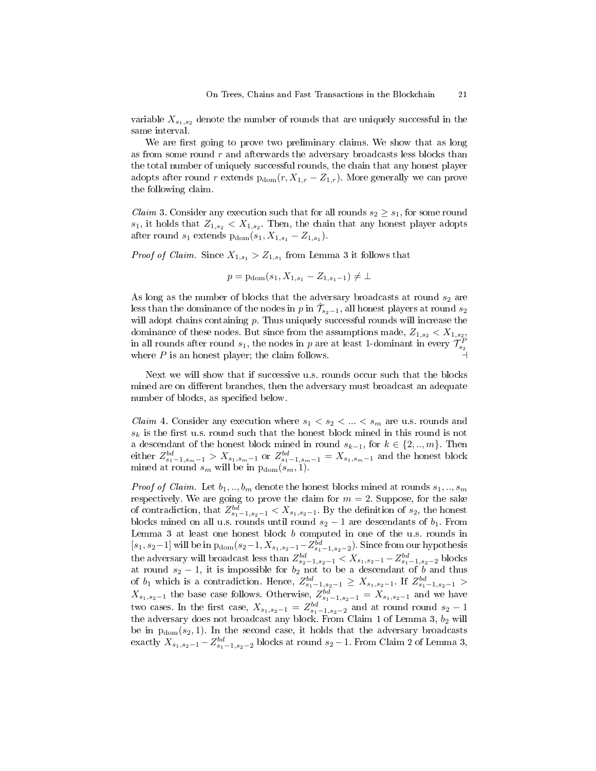variable $X_{s_1,s_2}$ denote the number of rounds that are uniquely successful in the same interval.

We are first going to prove two preliminary claims. We show that as long as from some round $r$ and afterwards the adversary broadcasts less blocks than the total number of uniquely successful rounds, the chain that any honest player adopts after round $r$ extends $\mathrm{p_{dom}}(r, X_{1,r} - Z_{1,r})$. More generally we can prove the following claim.

*Claim 3.* Consider any execution such that for all rounds $s_2 \geq s_1$, for some round $s_1$, it holds that $Z_{1,s_2} < X_{1,s_2}$. Then, the chain that any honest player adopts after round $s_1$ extends $\mathrm{p_{dom}}(s_1, X_{1,s_1} - Z_{1,s_1})$.

*Proof of Claim.* Since $X_{1,s_1} > Z_{1,s_1}$ from Lemma 3 it follows that

$$p = \mathrm{p_{dom}}(s_1, X_{1,s_1} - Z_{1,s_1-1}) \neq \bot$$

As long as the number of blocks that the adversary broadcasts at round $s_2$ are less than the dominance of the nodes in $p$ in $\hat{\mathcal{T}}_{s_2-1}$, all honest players at round $s_2$ will adopt chains containing $p$. Thus uniquely successful rounds will increase the dominance of these nodes. But since from the assumptions made, $Z_{1,s_2} < X_{1,s_2}$, in all rounds after round $s_1$, the nodes in $p$ are at least 1-dominant in every $\mathcal{T}_{s_2}^P$ where $P$ is an honest player; the claim follows. ⊣

Next we will show that if successive u.s. rounds occur such that the blocks mined are on different branches, then the adversary must broadcast an adequate number of blocks, as specified below.

*Claim 4.* Consider any execution where $s_1 < s_2 < ... < s_m$ are u.s. rounds and $s_k$ is the first u.s. round such that the honest block mined in this round is not a descendant of the honest block mined in round $s_{k-1}$, for $k \in \{2, .., m\}$. Then either $Z^{bd}_{s_1-1,s_m-1} > X_{s_1,s_m-1}$ or $Z^{bd}_{s_1-1,s_m-1} = X_{s_1,s_m-1}$ and the honest block mined at round $s_m$ will be in $\mathrm{p_{dom}}(s_m, 1)$.

*Proof of Claim.* Let $b_1, .., b_m$ denote the honest blocks mined at rounds $s_1, .., s_m$ respectively. We are going to prove the claim for $m = 2$. Suppose, for the sake of contradiction, that $Z^{bd}_{s_1-1,s_2-1} < X_{s_1,s_2-1}$. By the definition of $s_2$, the honest blocks mined on all u.s. rounds until round $s_2 - 1$ are descendants of $b_1$. From Lemma 3 at least one honest block $b$ computed in one of the u.s. rounds in $[s_1, s_2-1]$ will be in $\mathrm{p_{dom}}(s_2-1, X_{s_1,s_2-1} - Z^{bd}_{s_1-1,s_2-2})$. Since from our hypothesis the adversary will broadcast less than $Z^{bd}_{s_2-1,s_2-1} < X_{s_1,s_2-1} - Z^{bd}_{s_1-1,s_2-2}$ blocks at round $s_2 - 1$, it is impossible for $b_2$ not to be a descendant of $b$ and thus of $b_1$ which is a contradiction. Hence, $Z^{bd}_{s_1-1,s_2-1} \geq X_{s_1,s_2-1}$. If $Z^{bd}_{s_1-1,s_2-1} > X_{s_1,s_2-1}$ the base case follows. Otherwise, $Z^{bd}_{s_1-1,s_2-1} = X_{s_1,s_2-1}$ and we have two cases. In the first case, $X_{s_1,s_2-1} = Z^{bd}_{s_1-1,s_2-2}$ and at round round $s_2 - 1$ the adversary does not broadcast any block. From Claim 1 of Lemma 3, $b_2$ will be in $\mathrm{p_{dom}}(s_2, 1)$. In the second case, it holds that the adversary broadcasts exactly $X_{s_1,s_2-1} - Z^{bd}_{s_1-1,s_2-2}$ blocks at round $s_2 - 1$. From Claim 2 of Lemma 3,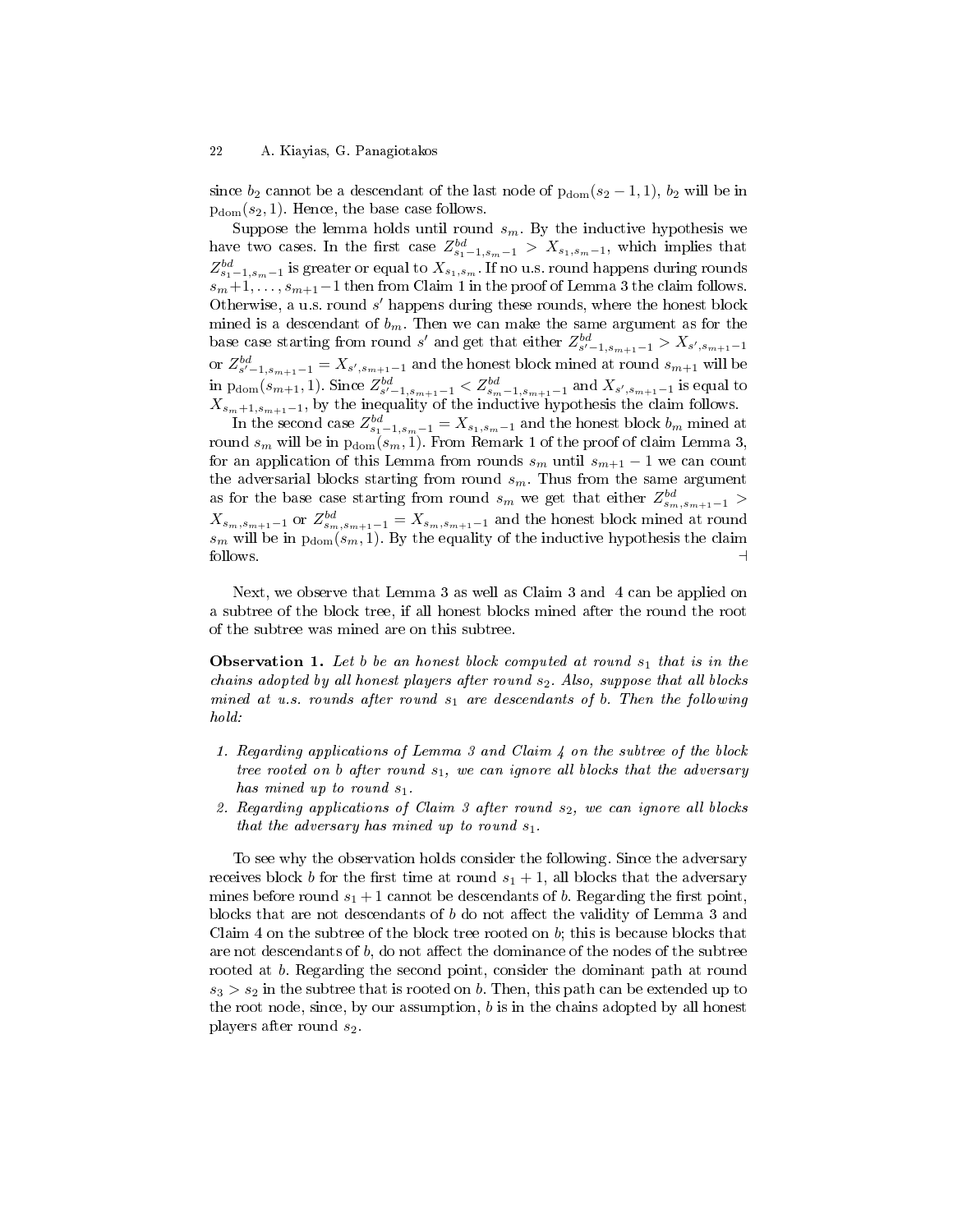since $b_2$ cannot be a descendant of the last node of $\mathrm{p_{dom}}(s_2-1,1)$, $b_2$ will be in $\mathrm{p_{dom}}(s_2,1)$. Hence, the base case follows.

Suppose the lemma holds until round $s_m$. By the inductive hypothesis we have two cases. In the first case $Z^{bd}_{s_1-1,s_m-1} > X_{s_1,s_m-1}$, which implies that $Z^{bd}_{s_1-1,s_m-1}$ is greater or equal to $X_{s_1,s_m}$. If no u.s. round happens during rounds $s_m+1,\ldots,s_{m+1}-1$ then from Claim 1 in the proof of Lemma 3 the claim follows. Otherwise, a u.s. round $s'$ happens during these rounds, where the honest block mined is a descendant of $b_m$. Then we can make the same argument as for the base case starting from round $s'$ and get that either $Z^{bd}_{s'-1,s_{m+1}-1} > X_{s',s_{m+1}-1}$ or $Z^{bd}_{s'-1,s_{m+1}-1} = X_{s',s_{m+1}-1}$ and the honest block mined at round $s_{m+1}$ will be in $\mathrm{p_{dom}}(s_{m+1},1)$. Since $Z^{bd}_{s'-1,s_{m+1}-1} < Z^{bd}_{s_m-1,s_{m+1}-1}$ and $X_{s',s_{m+1}-1}$ is equal to $X_{s_m+1,s_{m+1}-1}$, by the inequality of the inductive hypothesis the claim follows.

In the second case $Z^{bd}_{s_1-1,s_m-1} = X_{s_1,s_m-1}$ and the honest block $b_m$ mined at round $s_m$ will be in $\mathrm{p_{dom}}(s_m,1)$. From Remark 1 of the proof of claim Lemma 3, for an application of this Lemma from rounds $s_m$ until $s_{m+1}-1$ we can count the adversarial blocks starting from round $s_m$. Thus from the same argument as for the base case starting from round $s_m$ we get that either $Z^{bd}_{s_m,s_{m+1}-1} > X_{s_m,s_{m+1}-1}$ or $Z^{bd}_{s_m,s_{m+1}-1} = X_{s_m,s_{m+1}-1}$ and the honest block mined at round $s_m$ will be in $\mathrm{p_{dom}}(s_m,1)$. By the equality of the inductive hypothesis the claim follows. ⊣

Next, we observe that Lemma 3 as well as Claim 3 and 4 can be applied on a subtree of the block tree, if all honest blocks mined after the round the root of the subtree was mined are on this subtree.

**Observation 1.** *Let $b$ be an honest block computed at round $s_1$ that is in the chains adopted by all honest players after round $s_2$. Also, suppose that all blocks mined at u.s. rounds after round $s_1$ are descendants of $b$. Then the following hold:*

1. *Regarding applications of Lemma 3 and Claim 4 on the subtree of the block tree rooted on $b$ after round $s_1$, we can ignore all blocks that the adversary has mined up to round $s_1$.*
2. *Regarding applications of Claim 3 after round $s_2$, we can ignore all blocks that the adversary has mined up to round $s_1$.*

To see why the observation holds consider the following. Since the adversary receives block $b$ for the first time at round $s_1+1$, all blocks that the adversary mines before round $s_1+1$ cannot be descendants of $b$. Regarding the first point, blocks that are not descendants of $b$ do not affect the validity of Lemma 3 and Claim 4 on the subtree of the block tree rooted on $b$; this is because blocks that are not descendants of $b$, do not affect the dominance of the nodes of the subtree rooted at $b$. Regarding the second point, consider the dominant path at round $s_3 > s_2$ in the subtree that is rooted on $b$. Then, this path can be extended up to the root node, since, by our assumption, $b$ is in the chains adopted by all honest players after round $s_2$.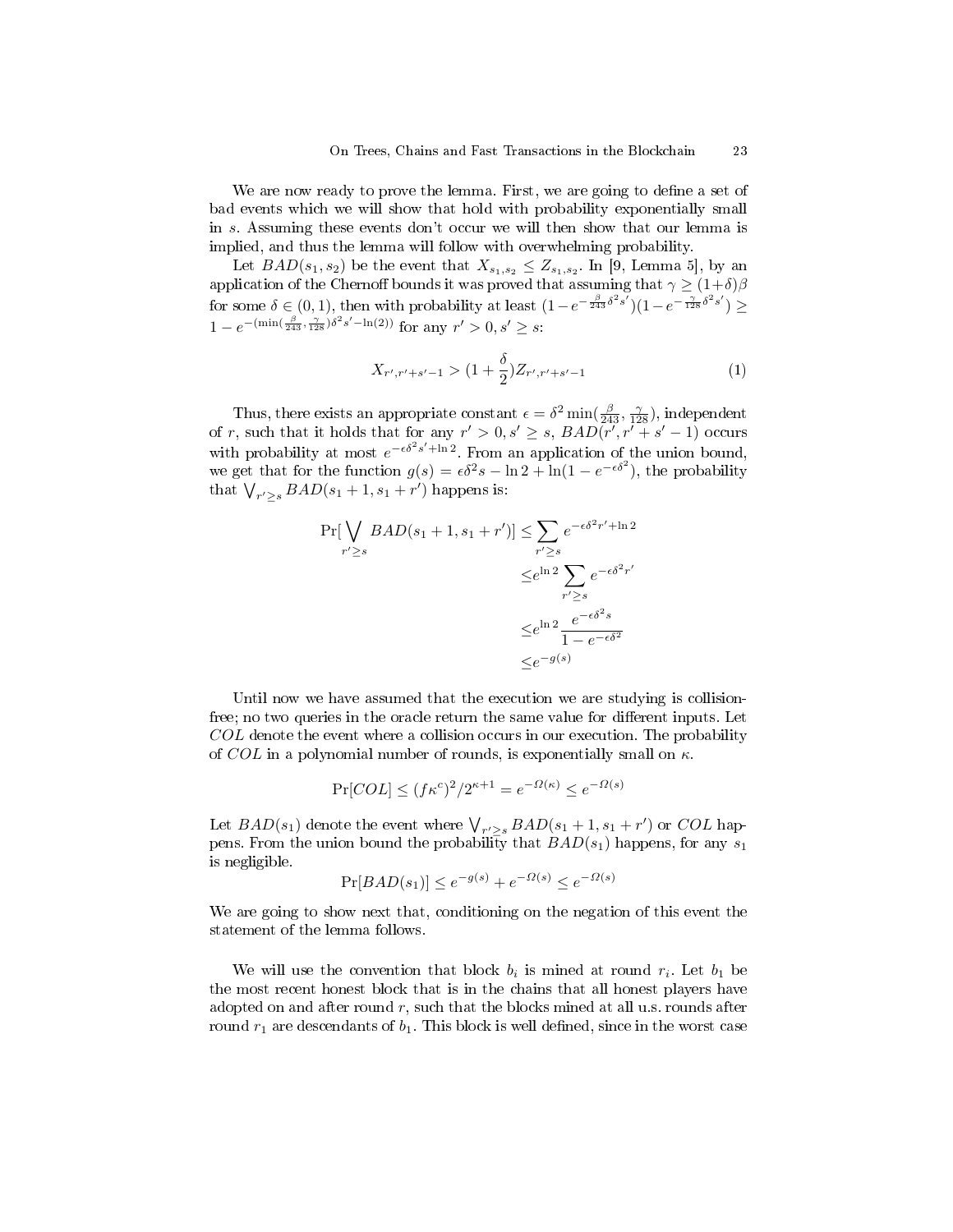We are now ready to prove the lemma. First, we are going to define a set of bad events which we will show that hold with probability exponentially small in $s$. Assuming these events don't occur we will then show that our lemma is implied, and thus the lemma will follow with overwhelming probability.

Let $BAD(s_1, s_2)$ be the event that $X_{s_1,s_2} \leq Z_{s_1,s_2}$. In [9, Lemma 5], by an application of the Chernoff bounds it was proved that assuming that $\gamma \geq (1+\delta)\beta$ for some $\delta \in (0,1)$, then with probability at least $(1 - e^{-\frac{\beta}{243}\delta^2 s'})(1 - e^{-\frac{\gamma}{128}\delta^2 s'}) \geq 1 - e^{-(\min(\frac{\beta}{243}, \frac{\gamma}{128})\delta^2 s' - \ln(2))}$ for any $r' > 0, s' \geq s$:

$$X_{r',r'+s'-1} > (1 + \frac{\delta}{2})Z_{r',r'+s'-1} \tag{1}$$

Thus, there exists an appropriate constant $\epsilon = \delta^2 \min(\frac{\beta}{243}, \frac{\gamma}{128})$, independent of $r$, such that it holds that for any $r' > 0, s' \geq s$, $BAD(r', r' + s' - 1)$ occurs with probability at most $e^{-\epsilon\delta^2 s' + \ln 2}$. From an application of the union bound, we get that for the function $g(s) = \epsilon\delta^2 s - \ln 2 + \ln(1 - e^{-\epsilon\delta^2})$, the probability that $\bigvee_{r' \geq s} BAD(s_1 + 1, s_1 + r')$ happens is:

$$\begin{aligned}
\Pr[\bigvee_{r' \geq s} BAD(s_1 + 1, s_1 + r')] \leq & \sum_{r' \geq s} e^{-\epsilon\delta^2 r' + \ln 2} \\
\leq & e^{\ln 2} \sum_{r' \geq s} e^{-\epsilon\delta^2 r'} \\
\leq & e^{\ln 2} \frac{e^{-\epsilon\delta^2 s}}{1 - e^{-\epsilon\delta^2}} \\
\leq & e^{-g(s)}
\end{aligned}$$

Until now we have assumed that the execution we are studying is collision-free; no two queries in the oracle return the same value for different inputs. Let $COL$ denote the event where a collision occurs in our execution. The probability of $COL$ in a polynomial number of rounds, is exponentially small on $\kappa$.

$$\Pr[COL] \leq (f\kappa^c)^2/2^{\kappa+1} = e^{-\Omega(\kappa)} \leq e^{-\Omega(s)}$$

Let $BAD(s_1)$ denote the event where $\bigvee_{r' \geq s} BAD(s_1 + 1, s_1 + r')$ or $COL$ happens. From the union bound the probability that $BAD(s_1)$ happens, for any $s_1$ is negligible.

$$\Pr[BAD(s_1)] \leq e^{-g(s)} + e^{-\Omega(s)} \leq e^{-\Omega(s)}$$

We are going to show next that, conditioning on the negation of this event the statement of the lemma follows.

We will use the convention that block $b_i$ is mined at round $r_i$. Let $b_1$ be the most recent honest block that is in the chains that all honest players have adopted on and after round $r$, such that the blocks mined at all u.s. rounds after round $r_1$ are descendants of $b_1$. This block is well defined, since in the worst case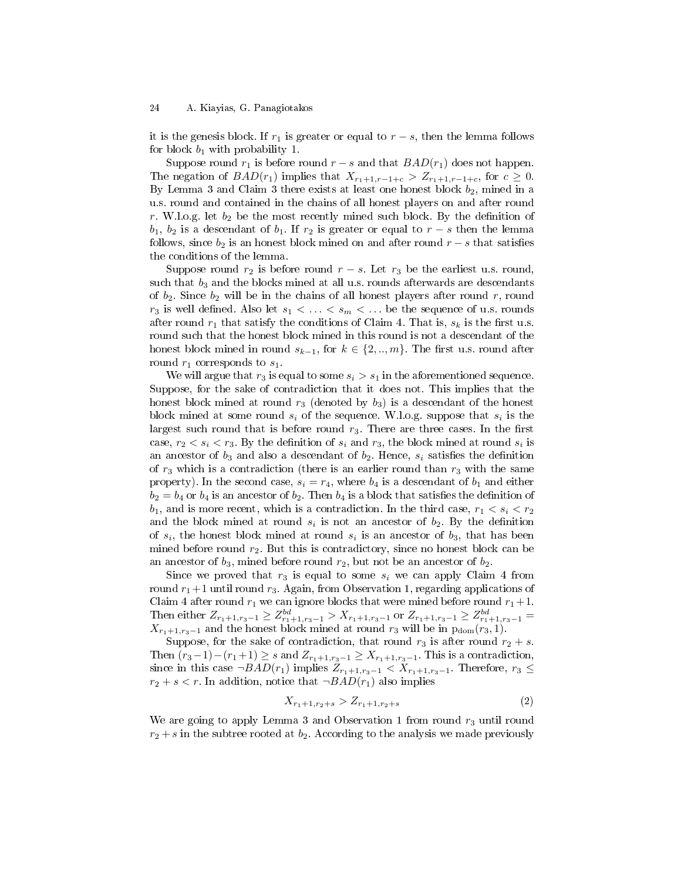it is the genesis block. If $r_1$ is greater or equal to $r - s$, then the lemma follows for block $b_1$ with probability 1.

Suppose round $r_1$ is before round $r - s$ and that $BAD(r_1)$ does not happen. The negation of $BAD(r_1)$ implies that $X_{r_1+1,r-1+c} > Z_{r_1+1,r-1+c}$, for $c \geq 0$. By Lemma 3 and Claim 3 there exists at least one honest block $b_2$, mined in a u.s. round and contained in the chains of all honest players on and after round $r$. W.l.o.g. let $b_2$ be the most recently mined such block. By the definition of $b_1$, $b_2$ is a descendant of $b_1$. If $r_2$ is greater or equal to $r - s$ then the lemma follows, since $b_2$ is an honest block mined on and after round $r - s$ that satisfies the conditions of the lemma.

Suppose round $r_2$ is before round $r - s$. Let $r_3$ be the earliest u.s. round, such that $b_3$ and the blocks mined at all u.s. rounds afterwards are descendants of $b_2$. Since $b_2$ will be in the chains of all honest players after round $r$, round $r_3$ is well defined. Also let $s_1 < \ldots < s_m < \ldots$ be the sequence of u.s. rounds after round $r_1$ that satisfy the conditions of Claim 4. That is, $s_k$ is the first u.s. round such that the honest block mined in this round is not a descendant of the honest block mined in round $s_{k-1}$, for $k \in \{2, .., m\}$. The first u.s. round after round $r_1$ corresponds to $s_1$.

We will argue that $r_3$ is equal to some $s_i > s_1$ in the aforementioned sequence. Suppose, for the sake of contradiction that it does not. This implies that the honest block mined at round $r_3$ (denoted by $b_3$) is a descendant of the honest block mined at some round $s_i$ of the sequence. W.l.o.g. suppose that $s_i$ is the largest such round that is before round $r_3$. There are three cases. In the first case, $r_2 < s_i < r_3$. By the definition of $s_i$ and $r_3$, the block mined at round $s_i$ is an ancestor of $b_3$ and also a descendant of $b_2$. Hence, $s_i$ satisfies the definition of $r_3$ which is a contradiction (there is an earlier round than $r_3$ with the same property). In the second case, $s_i = r_4$, where $b_4$ is a descendant of $b_1$ and either $b_2 = b_4$ or $b_4$ is an ancestor of $b_2$. Then $b_4$ is a block that satisfies the definition of $b_1$, and is more recent, which is a contradiction. In the third case, $r_1 < s_i < r_2$ and the block mined at round $s_i$ is not an ancestor of $b_2$. By the definition of $s_i$, the honest block mined at round $s_i$ is an ancestor of $b_3$, that has been mined before round $r_2$. But this is contradictory, since no honest block can be an ancestor of $b_3$, mined before round $r_2$, but not be an ancestor of $b_2$.

Since we proved that $r_3$ is equal to some $s_i$ we can apply Claim 4 from round $r_1+1$ until round $r_3$. Again, from Observation 1, regarding applications of Claim 4 after round $r_1$ we can ignore blocks that were mined before round $r_1+1$. Then either $Z_{r_1+1,r_3-1} \geq Z^{bd}_{r_1+1,r_3-1} > X_{r_1+1,r_3-1}$ or $Z_{r_1+1,r_3-1} \geq Z^{bd}_{r_1+1,r_3-1} = X_{r_1+1,r_3-1}$ and the honest block mined at round $r_3$ will be in $\mathrm{p_{dom}}(r_3, 1)$.

Suppose, for the sake of contradiction, that round $r_3$ is after round $r_2 + s$. Then $(r_3-1)-(r_1+1) \geq s$ and $Z_{r_1+1,r_3-1} \geq X_{r_1+1,r_3-1}$. This is a contradiction, since in this case $\neg BAD(r_1)$ implies $Z_{r_1+1,r_3-1} < X_{r_1+1,r_3-1}$. Therefore, $r_3 \leq r_2 + s < r$. In addition, notice that $\neg BAD(r_1)$ also implies

$$X_{r_1+1,r_2+s} > Z_{r_1+1,r_2+s} \tag{2}$$

We are going to apply Lemma 3 and Observation 1 from round $r_3$ until round $r_2 + s$ in the subtree rooted at $b_2$. According to the analysis we made previously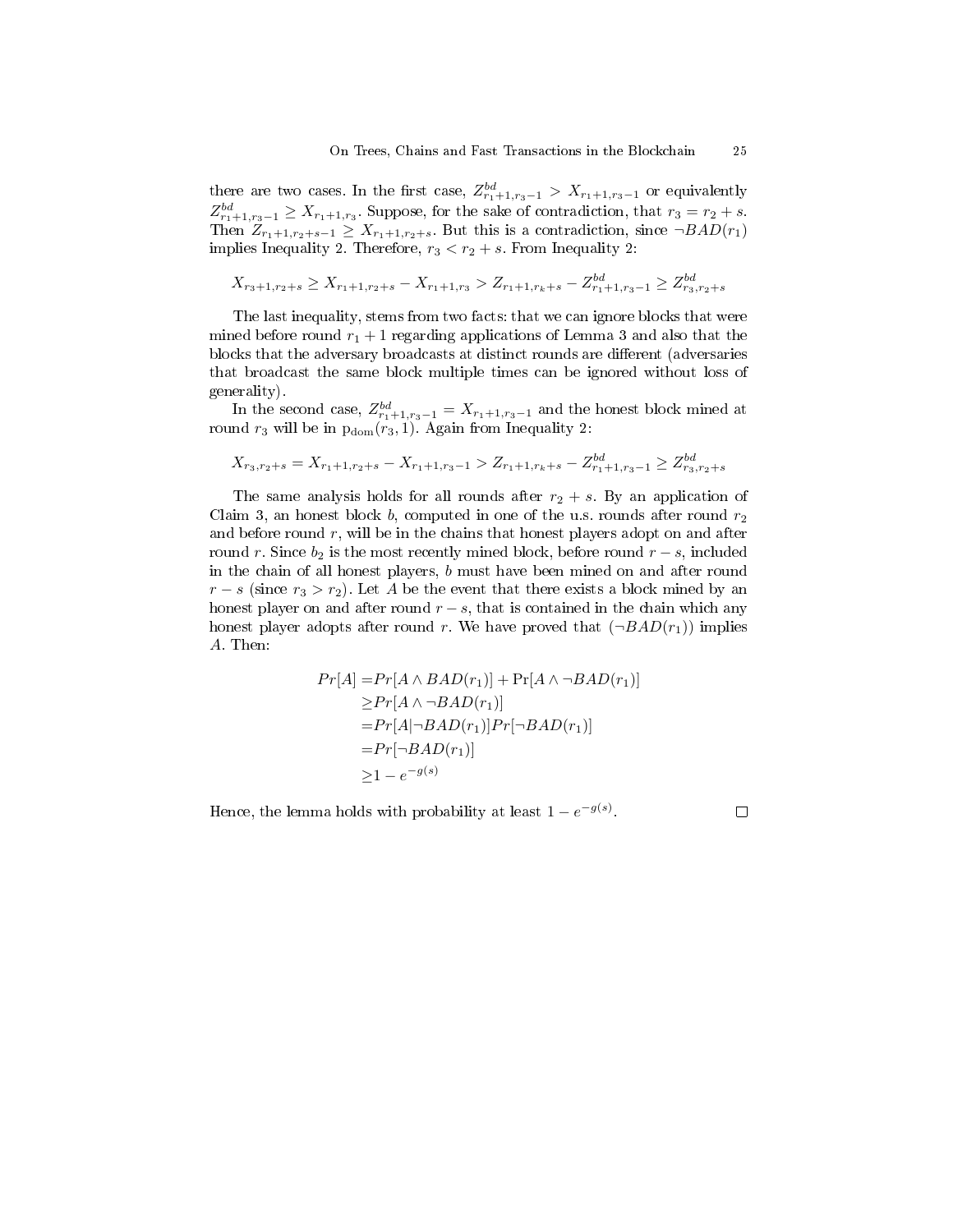there are two cases. In the first case, $Z^{bd}_{r_1+1,r_3-1} > X_{r_1+1,r_3-1}$ or equivalently $Z^{bd}_{r_1+1,r_3-1} \geq X_{r_1+1,r_3}$. Suppose, for the sake of contradiction, that $r_3 = r_2 + s$. Then $Z_{r_1+1,r_2+s-1} \geq X_{r_1+1,r_2+s}$. But this is a contradiction, since $\neg BAD(r_1)$ implies Inequality 2. Therefore, $r_3 < r_2 + s$. From Inequality 2:

$$X_{r_3+1,r_2+s} \geq X_{r_1+1,r_2+s} - X_{r_1+1,r_3} > Z_{r_1+1,r_k+s} - Z^{bd}_{r_1+1,r_3-1} \geq Z^{bd}_{r_3,r_2+s}$$

The last inequality, stems from two facts: that we can ignore blocks that were mined before round $r_1 + 1$ regarding applications of Lemma 3 and also that the blocks that the adversary broadcasts at distinct rounds are different (adversaries that broadcast the same block multiple times can be ignored without loss of generality).

In the second case, $Z^{bd}_{r_1+1,r_3-1} = X_{r_1+1,r_3-1}$ and the honest block mined at round $r_3$ will be in $\mathrm{p_{dom}}(r_3, 1)$. Again from Inequality 2:

$$X_{r_3,r_2+s} = X_{r_1+1,r_2+s} - X_{r_1+1,r_3-1} > Z_{r_1+1,r_k+s} - Z^{bd}_{r_1+1,r_3-1} \geq Z^{bd}_{r_3,r_2+s}$$

The same analysis holds for all rounds after $r_2 + s$. By an application of Claim 3, an honest block $b$, computed in one of the u.s. rounds after round $r_2$ and before round $r$, will be in the chains that honest players adopt on and after round $r$. Since $b_2$ is the most recently mined block, before round $r - s$, included in the chain of all honest players, $b$ must have been mined on and after round $r - s$ (since $r_3 > r_2$). Let $A$ be the event that there exists a block mined by an honest player on and after round $r - s$, that is contained in the chain which any honest player adopts after round $r$. We have proved that $(\neg BAD(r_1))$ implies $A$. Then:

$$\begin{aligned}
Pr[A] =& Pr[A \wedge BAD(r_1)] + \Pr[A \wedge \neg BAD(r_1)] \\
\geq& Pr[A \wedge \neg BAD(r_1)] \\
=& Pr[A|\neg BAD(r_1)] Pr[\neg BAD(r_1)] \\
=& Pr[\neg BAD(r_1)] \\
\geq& 1 - e^{-g(s)}
\end{aligned}$$

Hence, the lemma holds with probability at least $1 - e^{-g(s)}$. □